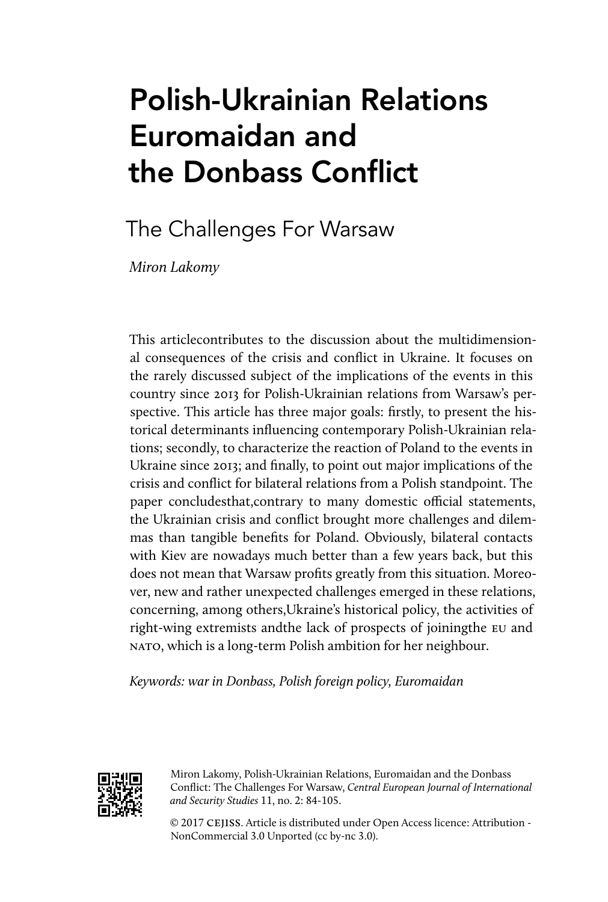# Polish-Ukrainian Relations Euromaidan and the Donbass Conflict

## The Challenges For Warsaw

*Miron Lakomy*

This articlecontributes to the discussion about the multidimensional consequences of the crisis and conflict in Ukraine. It focuses on the rarely discussed subject of the implications of the events in this country since 2013 for Polish-Ukrainian relations from Warsaw's perspective. This article has three major goals: firstly, to present the historical determinants influencing contemporary Polish-Ukrainian relations; secondly, to characterize the reaction of Poland to the events in Ukraine since 2013; and finally, to point out major implications of the crisis and conflict for bilateral relations from a Polish standpoint. The paper concludesthat,contrary to many domestic official statements, the Ukrainian crisis and conflict brought more challenges and dilemmas than tangible benefits for Poland. Obviously, bilateral contacts with Kiev are nowadays much better than a few years back, but this does not mean that Warsaw profits greatly from this situation. Moreover, new and rather unexpected challenges emerged in these relations, concerning, among others,Ukraine's historical policy, the activities of right-wing extremists andthe lack of prospects of joiningthe EU and NATO, which is a long-term Polish ambition for her neighbour.

*Keywords: war in Donbass, Polish foreign policy, Euromaidan*

Miron Lakomy, Polish-Ukrainian Relations, Euromaidan and the Donbass Conflict: The Challenges For Warsaw, *Central European Journal of International and Security Studies* 11, no. 2: 84-105.

© 2017 CEJISS. Article is distributed under Open Access licence: Attribution - NonCommercial 3.0 Unported (cc by-nc 3.0).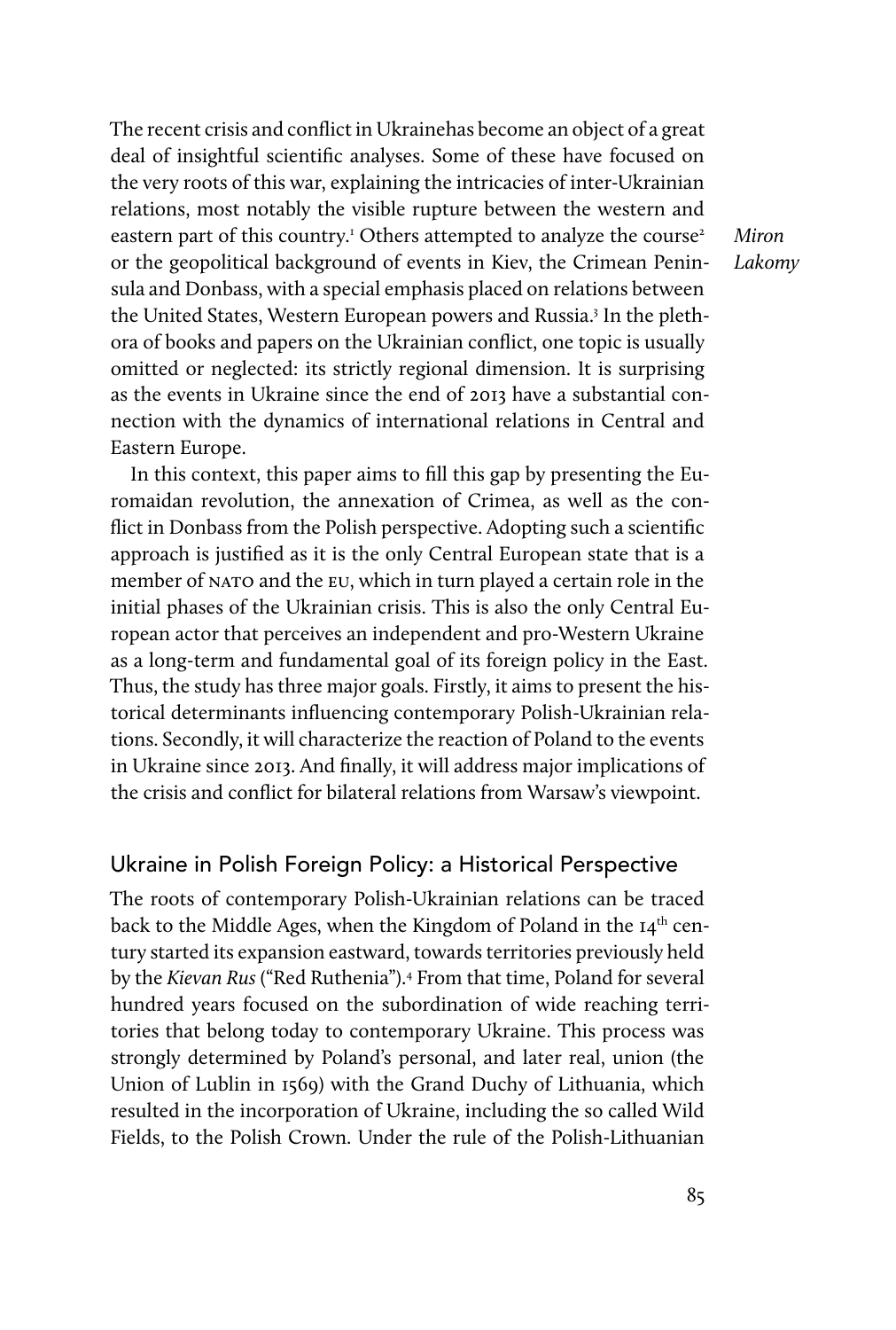The recent crisis and conflict in Ukrainehas become an object of a great deal of insightful scientific analyses. Some of these have focused on the very roots of this war, explaining the intricacies of inter-Ukrainian relations, most notably the visible rupture between the western and eastern part of this country.[1] Others attempted to analyze the course[2] or the geopolitical background of events in Kiev, the Crimean Peninsula and Donbass, with a special emphasis placed on relations between the United States, Western European powers and Russia.[3] In the plethora of books and papers on the Ukrainian conflict, one topic is usually omitted or neglected: its strictly regional dimension. It is surprising as the events in Ukraine since the end of 2013 have a substantial connection with the dynamics of international relations in Central and Eastern Europe.

In this context, this paper aims to fill this gap by presenting the Euromaidan revolution, the annexation of Crimea, as well as the conflict in Donbass from the Polish perspective. Adopting such a scientific approach is justified as it is the only Central European state that is a member of NATO and the EU, which in turn played a certain role in the initial phases of the Ukrainian crisis. This is also the only Central European actor that perceives an independent and pro-Western Ukraine as a long-term and fundamental goal of its foreign policy in the East. Thus, the study has three major goals. Firstly, it aims to present the historical determinants influencing contemporary Polish-Ukrainian relations. Secondly, it will characterize the reaction of Poland to the events in Ukraine since 2013. And finally, it will address major implications of the crisis and conflict for bilateral relations from Warsaw's viewpoint.

## Ukraine in Polish Foreign Policy: a Historical Perspective

The roots of contemporary Polish-Ukrainian relations can be traced back to the Middle Ages, when the Kingdom of Poland in the 14[th] century started its expansion eastward, towards territories previously held by the *Kievan Rus* ("Red Ruthenia").[4] From that time, Poland for several hundred years focused on the subordination of wide reaching territories that belong today to contemporary Ukraine. This process was strongly determined by Poland's personal, and later real, union (the Union of Lublin in 1569) with the Grand Duchy of Lithuania, which resulted in the incorporation of Ukraine, including the so called Wild Fields, to the Polish Crown. Under the rule of the Polish-Lithuanian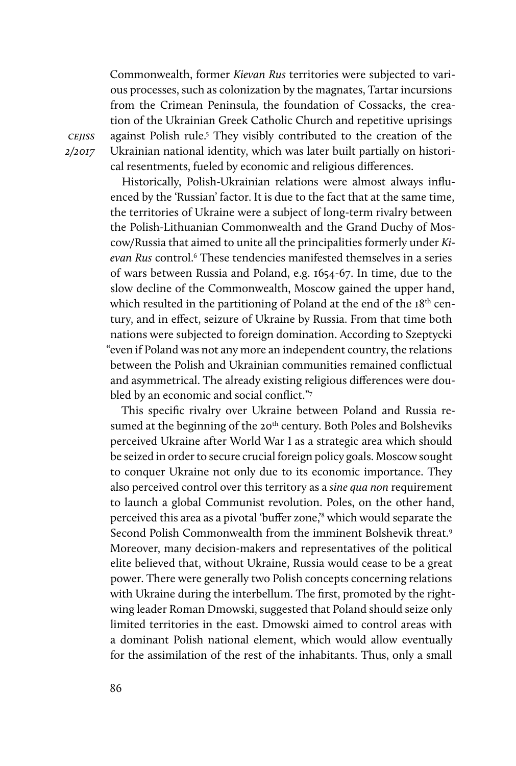Commonwealth, former *Kievan Rus* territories were subjected to various processes, such as colonization by the magnates, Tartar incursions from the Crimean Peninsula, the foundation of Cossacks, the creation of the Ukrainian Greek Catholic Church and repetitive uprisings against Polish rule.[5] They visibly contributed to the creation of the Ukrainian national identity, which was later built partially on historical resentments, fueled by economic and religious differences.

Historically, Polish-Ukrainian relations were almost always influenced by the 'Russian' factor. It is due to the fact that at the same time, the territories of Ukraine were a subject of long-term rivalry between the Polish-Lithuanian Commonwealth and the Grand Duchy of Moscow/Russia that aimed to unite all the principalities formerly under *Kievan Rus* control.[6] These tendencies manifested themselves in a series of wars between Russia and Poland, e.g. 1654-67. In time, due to the slow decline of the Commonwealth, Moscow gained the upper hand, which resulted in the partitioning of Poland at the end of the 18th century, and in effect, seizure of Ukraine by Russia. From that time both nations were subjected to foreign domination. According to Szeptycki "even if Poland was not any more an independent country, the relations between the Polish and Ukrainian communities remained conflictual and asymmetrical. The already existing religious differences were doubled by an economic and social conflict."[7]

This specific rivalry over Ukraine between Poland and Russia resumed at the beginning of the 20th century. Both Poles and Bolsheviks perceived Ukraine after World War I as a strategic area which should be seized in order to secure crucial foreign policy goals. Moscow sought to conquer Ukraine not only due to its economic importance. They also perceived control over this territory as a *sine qua non* requirement to launch a global Communist revolution. Poles, on the other hand, perceived this area as a pivotal 'buffer zone,'[8] which would separate the Second Polish Commonwealth from the imminent Bolshevik threat.[9] Moreover, many decision-makers and representatives of the political elite believed that, without Ukraine, Russia would cease to be a great power. There were generally two Polish concepts concerning relations with Ukraine during the interbellum. The first, promoted by the right-wing leader Roman Dmowski, suggested that Poland should seize only limited territories in the east. Dmowski aimed to control areas with a dominant Polish national element, which would allow eventually for the assimilation of the rest of the inhabitants. Thus, only a small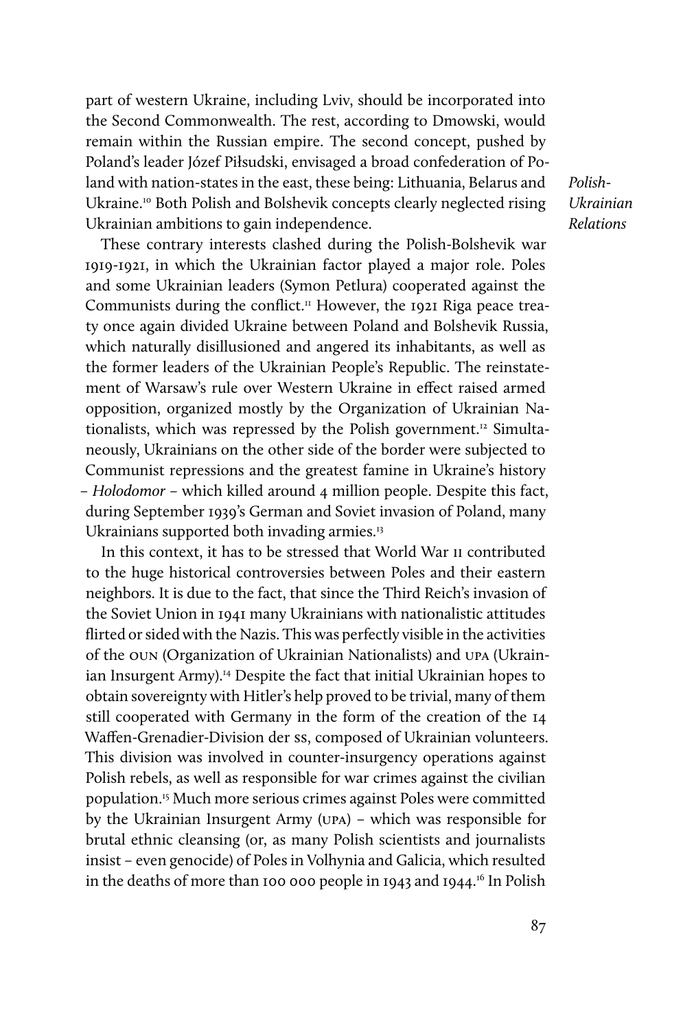part of western Ukraine, including Lviv, should be incorporated into the Second Commonwealth. The rest, according to Dmowski, would remain within the Russian empire. The second concept, pushed by Poland's leader Józef Piłsudski, envisaged a broad confederation of Poland with nation-states in the east, these being: Lithuania, Belarus and Ukraine.[10] Both Polish and Bolshevik concepts clearly neglected rising Ukrainian ambitions to gain independence.

These contrary interests clashed during the Polish-Bolshevik war 1919-1921, in which the Ukrainian factor played a major role. Poles and some Ukrainian leaders (Symon Petlura) cooperated against the Communists during the conflict.[11] However, the 1921 Riga peace treaty once again divided Ukraine between Poland and Bolshevik Russia, which naturally disillusioned and angered its inhabitants, as well as the former leaders of the Ukrainian People's Republic. The reinstatement of Warsaw's rule over Western Ukraine in effect raised armed opposition, organized mostly by the Organization of Ukrainian Nationalists, which was repressed by the Polish government.[12] Simultaneously, Ukrainians on the other side of the border were subjected to Communist repressions and the greatest famine in Ukraine's history – *Holodomor* – which killed around 4 million people. Despite this fact, during September 1939's German and Soviet invasion of Poland, many Ukrainians supported both invading armies.[13]

In this context, it has to be stressed that World War II contributed to the huge historical controversies between Poles and their eastern neighbors. It is due to the fact, that since the Third Reich's invasion of the Soviet Union in 1941 many Ukrainians with nationalistic attitudes flirted or sided with the Nazis. This was perfectly visible in the activities of the OUN (Organization of Ukrainian Nationalists) and UPA (Ukrainian Insurgent Army).[14] Despite the fact that initial Ukrainian hopes to obtain sovereignty with Hitler's help proved to be trivial, many of them still cooperated with Germany in the form of the creation of the 14 Waffen-Grenadier-Division der SS, composed of Ukrainian volunteers. This division was involved in counter-insurgency operations against Polish rebels, as well as responsible for war crimes against the civilian population.[15] Much more serious crimes against Poles were committed by the Ukrainian Insurgent Army (UPA) – which was responsible for brutal ethnic cleansing (or, as many Polish scientists and journalists insist – even genocide) of Poles in Volhynia and Galicia, which resulted in the deaths of more than 100 000 people in 1943 and 1944.[16] In Polish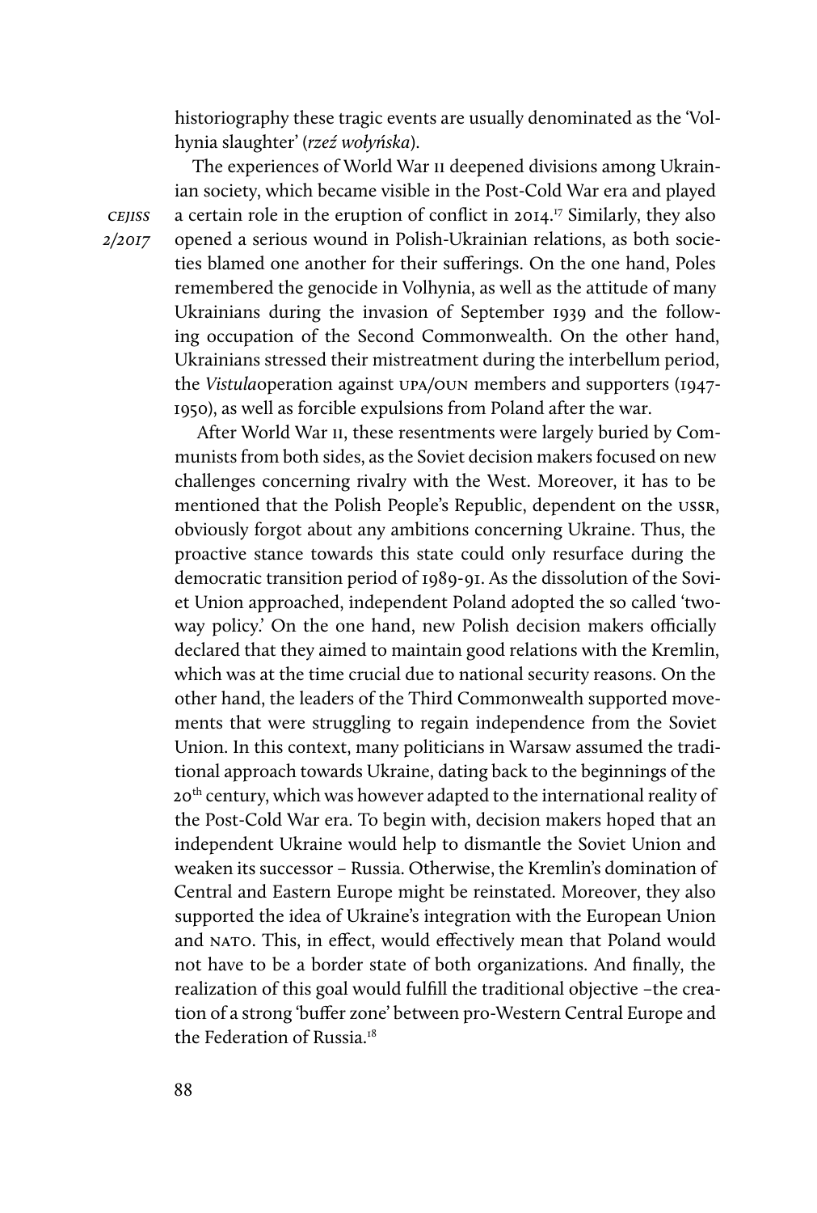historiography these tragic events are usually denominated as the 'Volhynia slaughter' (*rzeź wołyńska*).

The experiences of World War II deepened divisions among Ukrainian society, which became visible in the Post-Cold War era and played a certain role in the eruption of conflict in 2014.[17] Similarly, they also opened a serious wound in Polish-Ukrainian relations, as both societies blamed one another for their sufferings. On the one hand, Poles remembered the genocide in Volhynia, as well as the attitude of many Ukrainians during the invasion of September 1939 and the following occupation of the Second Commonwealth. On the other hand, Ukrainians stressed their mistreatment during the interbellum period, the *Vistula*operation against UPA/OUN members and supporters (1947-1950), as well as forcible expulsions from Poland after the war.

After World War II, these resentments were largely buried by Communists from both sides, as the Soviet decision makers focused on new challenges concerning rivalry with the West. Moreover, it has to be mentioned that the Polish People's Republic, dependent on the USSR, obviously forgot about any ambitions concerning Ukraine. Thus, the proactive stance towards this state could only resurface during the democratic transition period of 1989-91. As the dissolution of the Soviet Union approached, independent Poland adopted the so called 'two-way policy.' On the one hand, new Polish decision makers officially declared that they aimed to maintain good relations with the Kremlin, which was at the time crucial due to national security reasons. On the other hand, the leaders of the Third Commonwealth supported movements that were struggling to regain independence from the Soviet Union. In this context, many politicians in Warsaw assumed the traditional approach towards Ukraine, dating back to the beginnings of the 20th century, which was however adapted to the international reality of the Post-Cold War era. To begin with, decision makers hoped that an independent Ukraine would help to dismantle the Soviet Union and weaken its successor – Russia. Otherwise, the Kremlin's domination of Central and Eastern Europe might be reinstated. Moreover, they also supported the idea of Ukraine's integration with the European Union and NATO. This, in effect, would effectively mean that Poland would not have to be a border state of both organizations. And finally, the realization of this goal would fulfill the traditional objective –the creation of a strong 'buffer zone' between pro-Western Central Europe and the Federation of Russia.[18]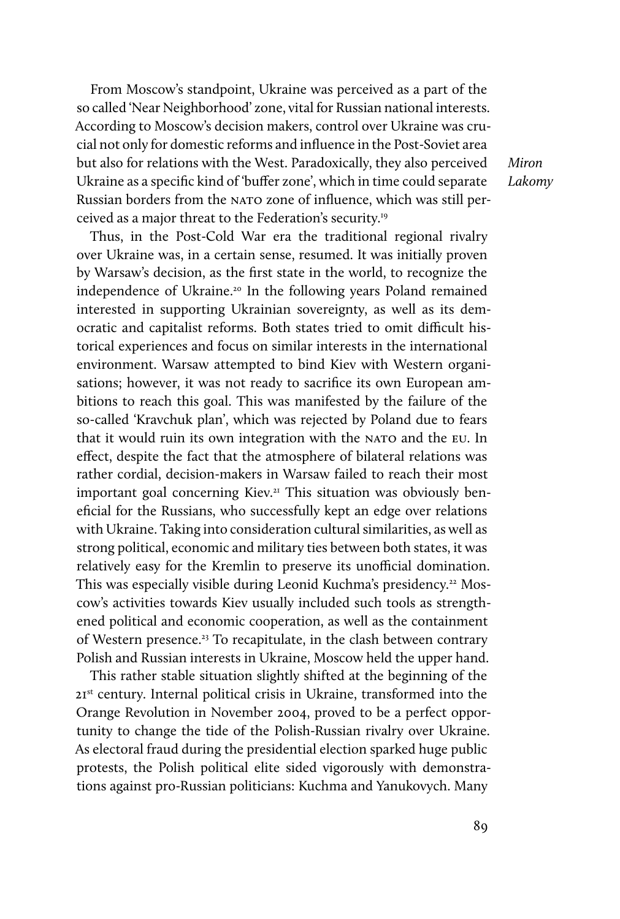From Moscow's standpoint, Ukraine was perceived as a part of the so called 'Near Neighborhood' zone, vital for Russian national interests. According to Moscow's decision makers, control over Ukraine was crucial not only for domestic reforms and influence in the Post-Soviet area but also for relations with the West. Paradoxically, they also perceived Ukraine as a specific kind of 'buffer zone', which in time could separate Russian borders from the NATO zone of influence, which was still perceived as a major threat to the Federation's security.[19]

Thus, in the Post-Cold War era the traditional regional rivalry over Ukraine was, in a certain sense, resumed. It was initially proven by Warsaw's decision, as the first state in the world, to recognize the independence of Ukraine.[20] In the following years Poland remained interested in supporting Ukrainian sovereignty, as well as its democratic and capitalist reforms. Both states tried to omit difficult historical experiences and focus on similar interests in the international environment. Warsaw attempted to bind Kiev with Western organisations; however, it was not ready to sacrifice its own European ambitions to reach this goal. This was manifested by the failure of the so-called 'Kravchuk plan', which was rejected by Poland due to fears that it would ruin its own integration with the NATO and the EU. In effect, despite the fact that the atmosphere of bilateral relations was rather cordial, decision-makers in Warsaw failed to reach their most important goal concerning Kiev.[21] This situation was obviously beneficial for the Russians, who successfully kept an edge over relations with Ukraine. Taking into consideration cultural similarities, as well as strong political, economic and military ties between both states, it was relatively easy for the Kremlin to preserve its unofficial domination. This was especially visible during Leonid Kuchma's presidency.[22] Moscow's activities towards Kiev usually included such tools as strengthened political and economic cooperation, as well as the containment of Western presence.[23] To recapitulate, in the clash between contrary Polish and Russian interests in Ukraine, Moscow held the upper hand.

This rather stable situation slightly shifted at the beginning of the 21st century. Internal political crisis in Ukraine, transformed into the Orange Revolution in November 2004, proved to be a perfect opportunity to change the tide of the Polish-Russian rivalry over Ukraine. As electoral fraud during the presidential election sparked huge public protests, the Polish political elite sided vigorously with demonstrations against pro-Russian politicians: Kuchma and Yanukovych. Many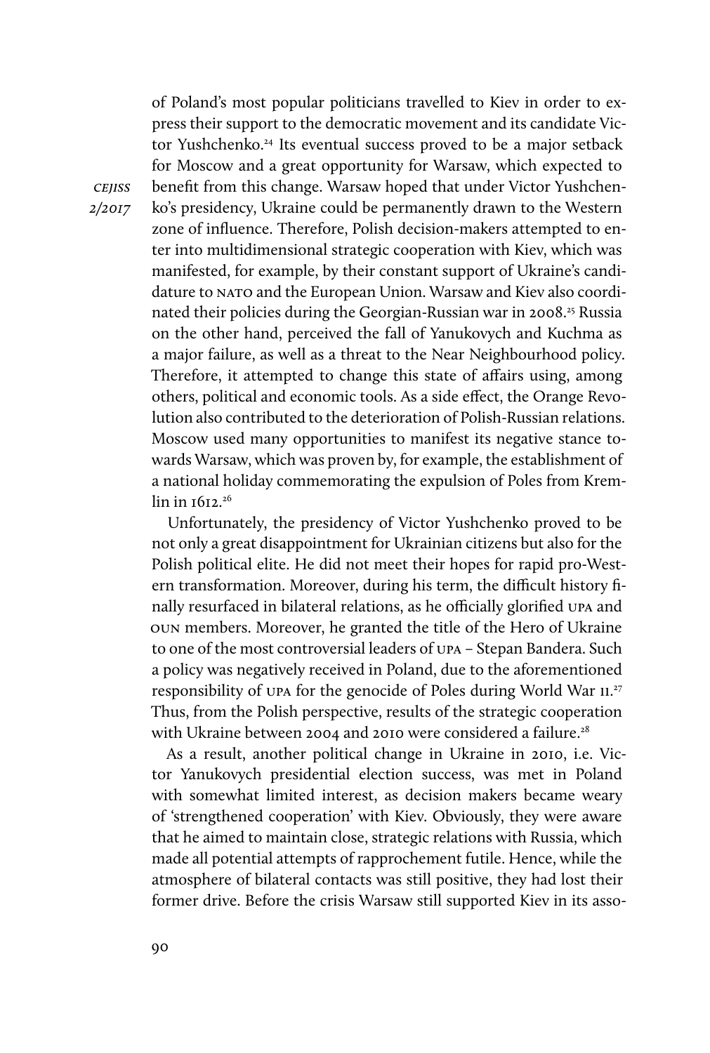of Poland's most popular politicians travelled to Kiev in order to express their support to the democratic movement and its candidate Victor Yushchenko.[24] Its eventual success proved to be a major setback for Moscow and a great opportunity for Warsaw, which expected to benefit from this change. Warsaw hoped that under Victor Yushchenko's presidency, Ukraine could be permanently drawn to the Western zone of influence. Therefore, Polish decision-makers attempted to enter into multidimensional strategic cooperation with Kiev, which was manifested, for example, by their constant support of Ukraine's candidature to NATO and the European Union. Warsaw and Kiev also coordinated their policies during the Georgian-Russian war in 2008.[25] Russia on the other hand, perceived the fall of Yanukovych and Kuchma as a major failure, as well as a threat to the Near Neighbourhood policy. Therefore, it attempted to change this state of affairs using, among others, political and economic tools. As a side effect, the Orange Revolution also contributed to the deterioration of Polish-Russian relations. Moscow used many opportunities to manifest its negative stance towards Warsaw, which was proven by, for example, the establishment of a national holiday commemorating the expulsion of Poles from Kremlin in 1612.[26]

Unfortunately, the presidency of Victor Yushchenko proved to be not only a great disappointment for Ukrainian citizens but also for the Polish political elite. He did not meet their hopes for rapid pro-Western transformation. Moreover, during his term, the difficult history finally resurfaced in bilateral relations, as he officially glorified UPA and OUN members. Moreover, he granted the title of the Hero of Ukraine to one of the most controversial leaders of UPA – Stepan Bandera. Such a policy was negatively received in Poland, due to the aforementioned responsibility of UPA for the genocide of Poles during World War II.[27] Thus, from the Polish perspective, results of the strategic cooperation with Ukraine between 2004 and 2010 were considered a failure.[28]

As a result, another political change in Ukraine in 2010, i.e. Victor Yanukovych presidential election success, was met in Poland with somewhat limited interest, as decision makers became weary of 'strengthened cooperation' with Kiev. Obviously, they were aware that he aimed to maintain close, strategic relations with Russia, which made all potential attempts of rapprochement futile. Hence, while the atmosphere of bilateral contacts was still positive, they had lost their former drive. Before the crisis Warsaw still supported Kiev in its asso-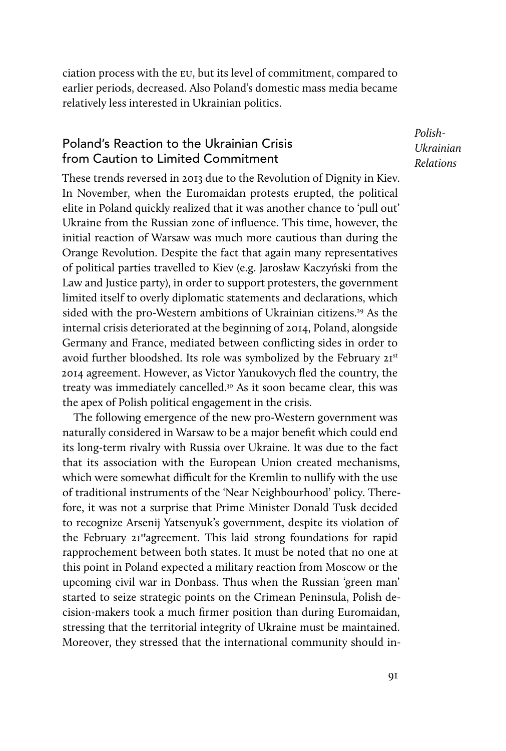ciation process with the EU, but its level of commitment, compared to earlier periods, decreased. Also Poland's domestic mass media became relatively less interested in Ukrainian politics.

## Poland's Reaction to the Ukrainian Crisis from Caution to Limited Commitment

These trends reversed in 2013 due to the Revolution of Dignity in Kiev. In November, when the Euromaidan protests erupted, the political elite in Poland quickly realized that it was another chance to 'pull out' Ukraine from the Russian zone of influence. This time, however, the initial reaction of Warsaw was much more cautious than during the Orange Revolution. Despite the fact that again many representatives of political parties travelled to Kiev (e.g. Jarosław Kaczyński from the Law and Justice party), in order to support protesters, the government limited itself to overly diplomatic statements and declarations, which sided with the pro-Western ambitions of Ukrainian citizens.[29] As the internal crisis deteriorated at the beginning of 2014, Poland, alongside Germany and France, mediated between conflicting sides in order to avoid further bloodshed. Its role was symbolized by the February 21st 2014 agreement. However, as Victor Yanukovych fled the country, the treaty was immediately cancelled.[30] As it soon became clear, this was the apex of Polish political engagement in the crisis.

The following emergence of the new pro-Western government was naturally considered in Warsaw to be a major benefit which could end its long-term rivalry with Russia over Ukraine. It was due to the fact that its association with the European Union created mechanisms, which were somewhat difficult for the Kremlin to nullify with the use of traditional instruments of the 'Near Neighbourhood' policy. Therefore, it was not a surprise that Prime Minister Donald Tusk decided to recognize Arsenij Yatsenyuk's government, despite its violation of the February 21stagreement. This laid strong foundations for rapid rapprochement between both states. It must be noted that no one at this point in Poland expected a military reaction from Moscow or the upcoming civil war in Donbass. Thus when the Russian 'green man' started to seize strategic points on the Crimean Peninsula, Polish decision-makers took a much firmer position than during Euromaidan, stressing that the territorial integrity of Ukraine must be maintained. Moreover, they stressed that the international community should in-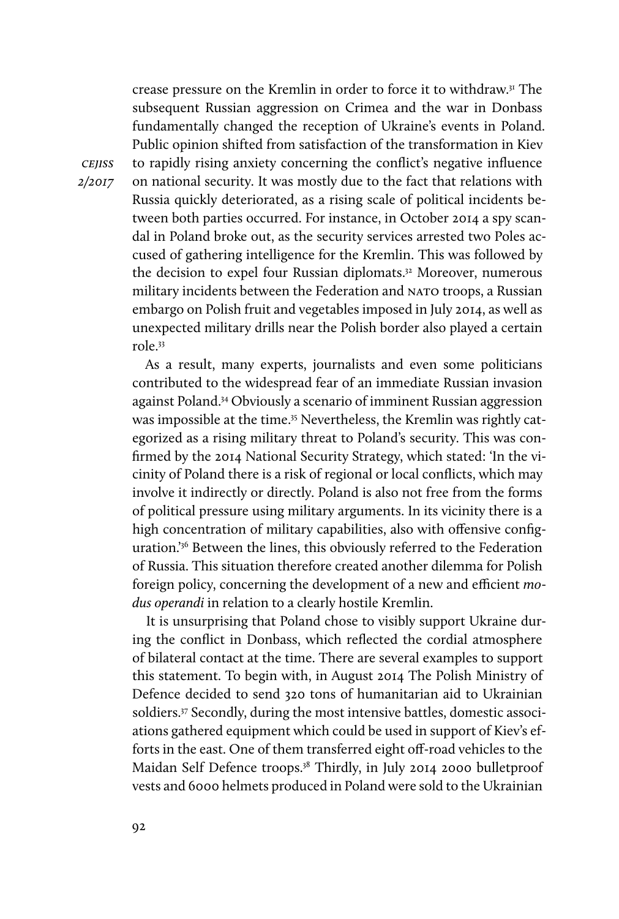crease pressure on the Kremlin in order to force it to withdraw.[31] The subsequent Russian aggression on Crimea and the war in Donbass fundamentally changed the reception of Ukraine's events in Poland. Public opinion shifted from satisfaction of the transformation in Kiev to rapidly rising anxiety concerning the conflict's negative influence on national security. It was mostly due to the fact that relations with Russia quickly deteriorated, as a rising scale of political incidents between both parties occurred. For instance, in October 2014 a spy scandal in Poland broke out, as the security services arrested two Poles accused of gathering intelligence for the Kremlin. This was followed by the decision to expel four Russian diplomats.[32] Moreover, numerous military incidents between the Federation and NATO troops, a Russian embargo on Polish fruit and vegetables imposed in July 2014, as well as unexpected military drills near the Polish border also played a certain role.[33]

As a result, many experts, journalists and even some politicians contributed to the widespread fear of an immediate Russian invasion against Poland.[34] Obviously a scenario of imminent Russian aggression was impossible at the time.[35] Nevertheless, the Kremlin was rightly categorized as a rising military threat to Poland's security. This was confirmed by the 2014 National Security Strategy, which stated: 'In the vicinity of Poland there is a risk of regional or local conflicts, which may involve it indirectly or directly. Poland is also not free from the forms of political pressure using military arguments. In its vicinity there is a high concentration of military capabilities, also with offensive configuration.'[36] Between the lines, this obviously referred to the Federation of Russia. This situation therefore created another dilemma for Polish foreign policy, concerning the development of a new and efficient *modus operandi* in relation to a clearly hostile Kremlin.

It is unsurprising that Poland chose to visibly support Ukraine during the conflict in Donbass, which reflected the cordial atmosphere of bilateral contact at the time. There are several examples to support this statement. To begin with, in August 2014 The Polish Ministry of Defence decided to send 320 tons of humanitarian aid to Ukrainian soldiers.[37] Secondly, during the most intensive battles, domestic associations gathered equipment which could be used in support of Kiev's efforts in the east. One of them transferred eight off-road vehicles to the Maidan Self Defence troops.[38] Thirdly, in July 2014 2000 bulletproof vests and 6000 helmets produced in Poland were sold to the Ukrainian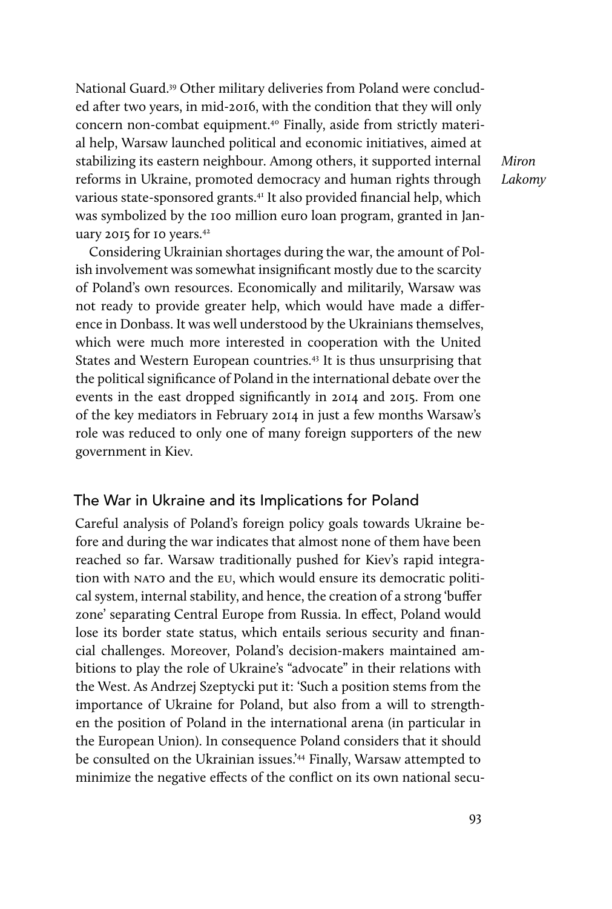National Guard.[39] Other military deliveries from Poland were concluded after two years, in mid-2016, with the condition that they will only concern non-combat equipment.[40] Finally, aside from strictly material help, Warsaw launched political and economic initiatives, aimed at stabilizing its eastern neighbour. Among others, it supported internal reforms in Ukraine, promoted democracy and human rights through various state-sponsored grants.[41] It also provided financial help, which was symbolized by the 100 million euro loan program, granted in January 2015 for 10 years.[42]

Considering Ukrainian shortages during the war, the amount of Polish involvement was somewhat insignificant mostly due to the scarcity of Poland's own resources. Economically and militarily, Warsaw was not ready to provide greater help, which would have made a difference in Donbass. It was well understood by the Ukrainians themselves, which were much more interested in cooperation with the United States and Western European countries.[43] It is thus unsurprising that the political significance of Poland in the international debate over the events in the east dropped significantly in 2014 and 2015. From one of the key mediators in February 2014 in just a few months Warsaw's role was reduced to only one of many foreign supporters of the new government in Kiev.

## The War in Ukraine and its Implications for Poland

Careful analysis of Poland's foreign policy goals towards Ukraine before and during the war indicates that almost none of them have been reached so far. Warsaw traditionally pushed for Kiev's rapid integration with NATO and the EU, which would ensure its democratic political system, internal stability, and hence, the creation of a strong 'buffer zone' separating Central Europe from Russia. In effect, Poland would lose its border state status, which entails serious security and financial challenges. Moreover, Poland's decision-makers maintained ambitions to play the role of Ukraine's "advocate" in their relations with the West. As Andrzej Szeptycki put it: 'Such a position stems from the importance of Ukraine for Poland, but also from a will to strengthen the position of Poland in the international arena (in particular in the European Union). In consequence Poland considers that it should be consulted on the Ukrainian issues.'[44] Finally, Warsaw attempted to minimize the negative effects of the conflict on its own national secu-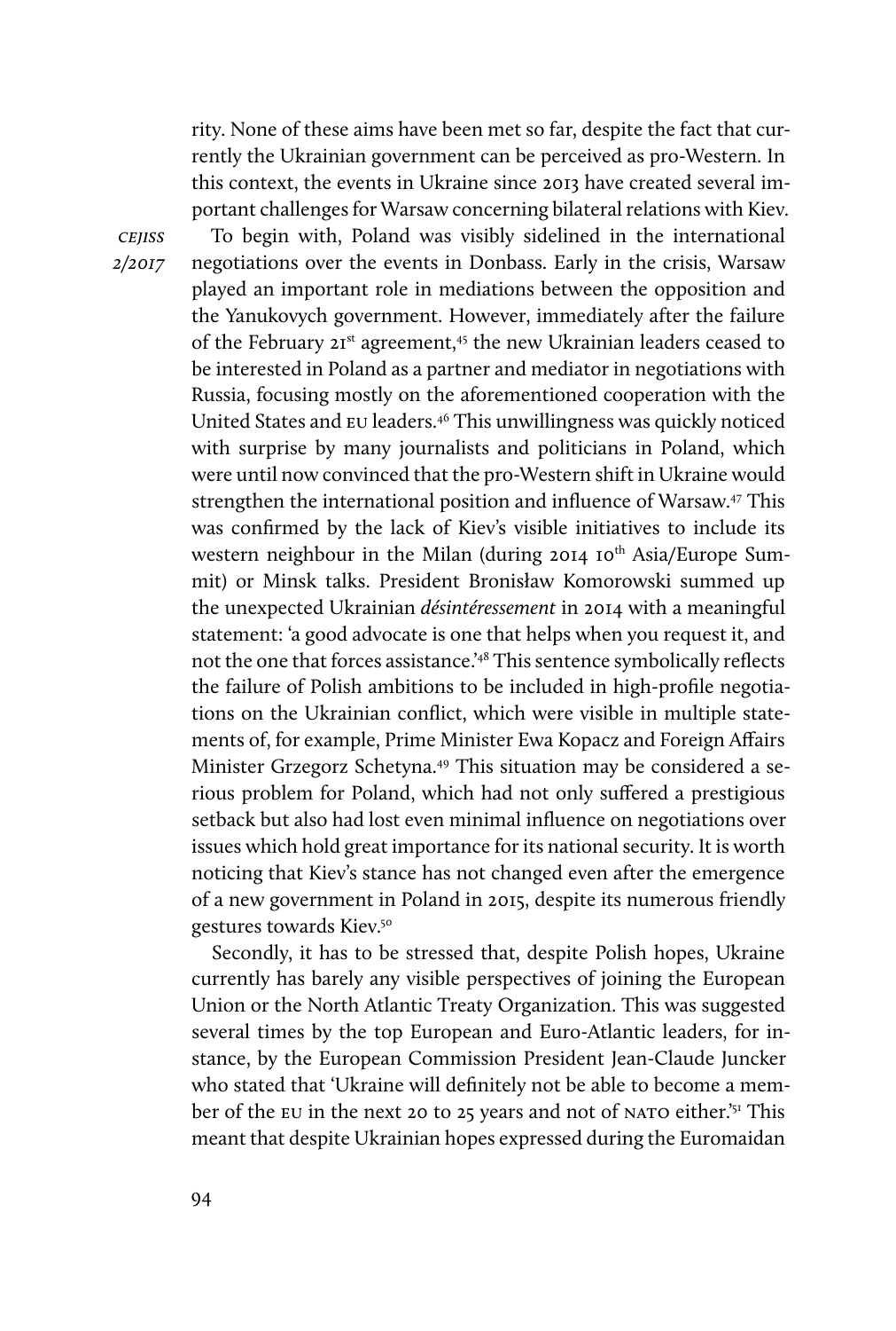rity. None of these aims have been met so far, despite the fact that currently the Ukrainian government can be perceived as pro-Western. In this context, the events in Ukraine since 2013 have created several important challenges for Warsaw concerning bilateral relations with Kiev.

To begin with, Poland was visibly sidelined in the international negotiations over the events in Donbass. Early in the crisis, Warsaw played an important role in mediations between the opposition and the Yanukovych government. However, immediately after the failure of the February 21st agreement,[45] the new Ukrainian leaders ceased to be interested in Poland as a partner and mediator in negotiations with Russia, focusing mostly on the aforementioned cooperation with the United States and EU leaders.[46] This unwillingness was quickly noticed with surprise by many journalists and politicians in Poland, which were until now convinced that the pro-Western shift in Ukraine would strengthen the international position and influence of Warsaw.[47] This was confirmed by the lack of Kiev's visible initiatives to include its western neighbour in the Milan (during 2014 10th Asia/Europe Summit) or Minsk talks. President Bronisław Komorowski summed up the unexpected Ukrainian *désintéressement* in 2014 with a meaningful statement: 'a good advocate is one that helps when you request it, and not the one that forces assistance.'[48] This sentence symbolically reflects the failure of Polish ambitions to be included in high-profile negotiations on the Ukrainian conflict, which were visible in multiple statements of, for example, Prime Minister Ewa Kopacz and Foreign Affairs Minister Grzegorz Schetyna.[49] This situation may be considered a serious problem for Poland, which had not only suffered a prestigious setback but also had lost even minimal influence on negotiations over issues which hold great importance for its national security. It is worth noticing that Kiev's stance has not changed even after the emergence of a new government in Poland in 2015, despite its numerous friendly gestures towards Kiev.[50]

Secondly, it has to be stressed that, despite Polish hopes, Ukraine currently has barely any visible perspectives of joining the European Union or the North Atlantic Treaty Organization. This was suggested several times by the top European and Euro-Atlantic leaders, for instance, by the European Commission President Jean-Claude Juncker who stated that 'Ukraine will definitely not be able to become a member of the EU in the next 20 to 25 years and not of NATO either.'[51] This meant that despite Ukrainian hopes expressed during the Euromaidan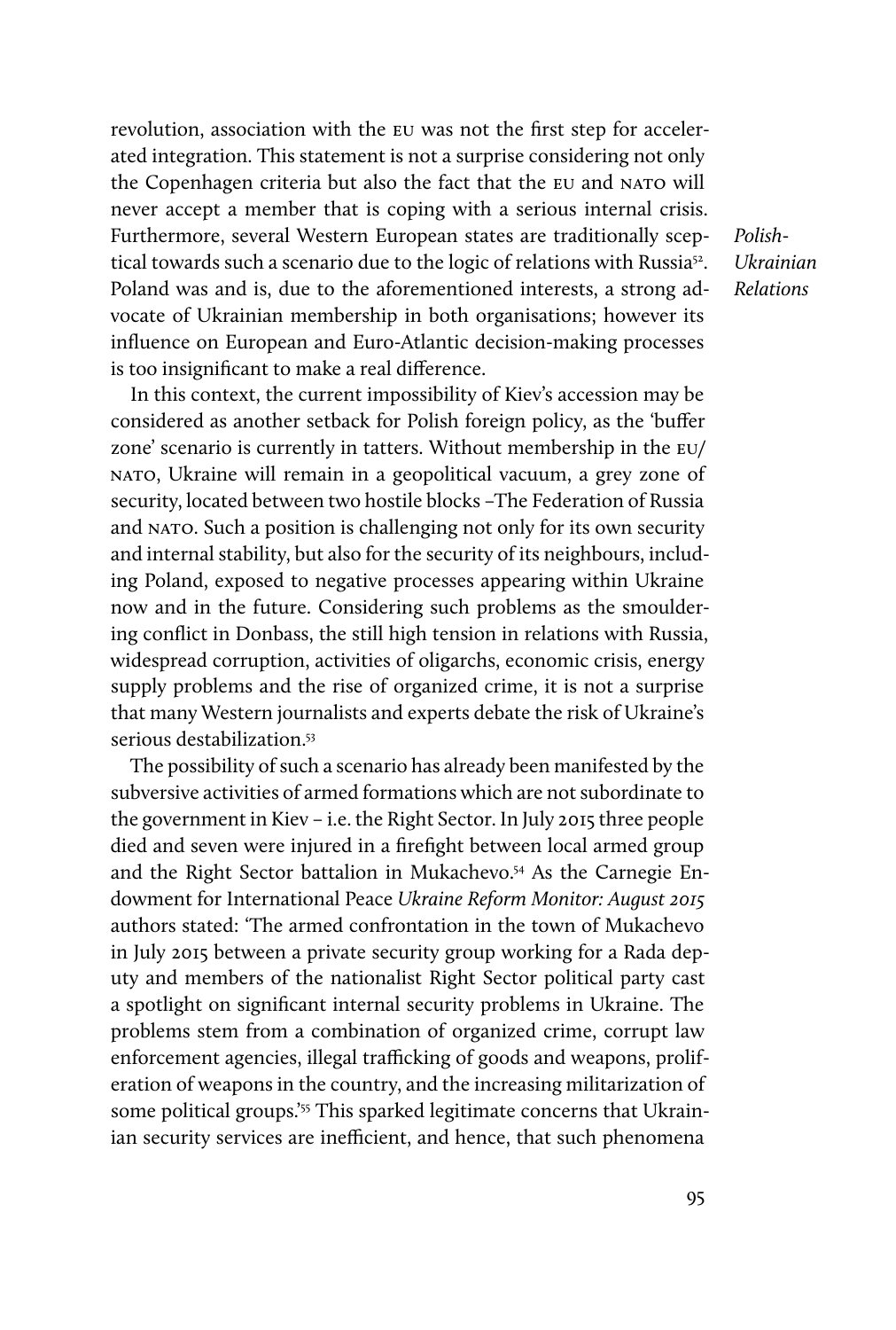revolution, association with the EU was not the first step for accelerated integration. This statement is not a surprise considering not only the Copenhagen criteria but also the fact that the EU and NATO will never accept a member that is coping with a serious internal crisis. Furthermore, several Western European states are traditionally sceptical towards such a scenario due to the logic of relations with Russia[52]. Poland was and is, due to the aforementioned interests, a strong advocate of Ukrainian membership in both organisations; however its influence on European and Euro-Atlantic decision-making processes is too insignificant to make a real difference.

In this context, the current impossibility of Kiev's accession may be considered as another setback for Polish foreign policy, as the 'buffer zone' scenario is currently in tatters. Without membership in the EU/NATO, Ukraine will remain in a geopolitical vacuum, a grey zone of security, located between two hostile blocks –The Federation of Russia and NATO. Such a position is challenging not only for its own security and internal stability, but also for the security of its neighbours, including Poland, exposed to negative processes appearing within Ukraine now and in the future. Considering such problems as the smouldering conflict in Donbass, the still high tension in relations with Russia, widespread corruption, activities of oligarchs, economic crisis, energy supply problems and the rise of organized crime, it is not a surprise that many Western journalists and experts debate the risk of Ukraine's serious destabilization.[53]

The possibility of such a scenario has already been manifested by the subversive activities of armed formations which are not subordinate to the government in Kiev – i.e. the Right Sector. In July 2015 three people died and seven were injured in a firefight between local armed group and the Right Sector battalion in Mukachevo.[54] As the Carnegie Endowment for International Peace *Ukraine Reform Monitor: August 2015* authors stated: 'The armed confrontation in the town of Mukachevo in July 2015 between a private security group working for a Rada deputy and members of the nationalist Right Sector political party cast a spotlight on significant internal security problems in Ukraine. The problems stem from a combination of organized crime, corrupt law enforcement agencies, illegal trafficking of goods and weapons, proliferation of weapons in the country, and the increasing militarization of some political groups.'[55] This sparked legitimate concerns that Ukrainian security services are inefficient, and hence, that such phenomena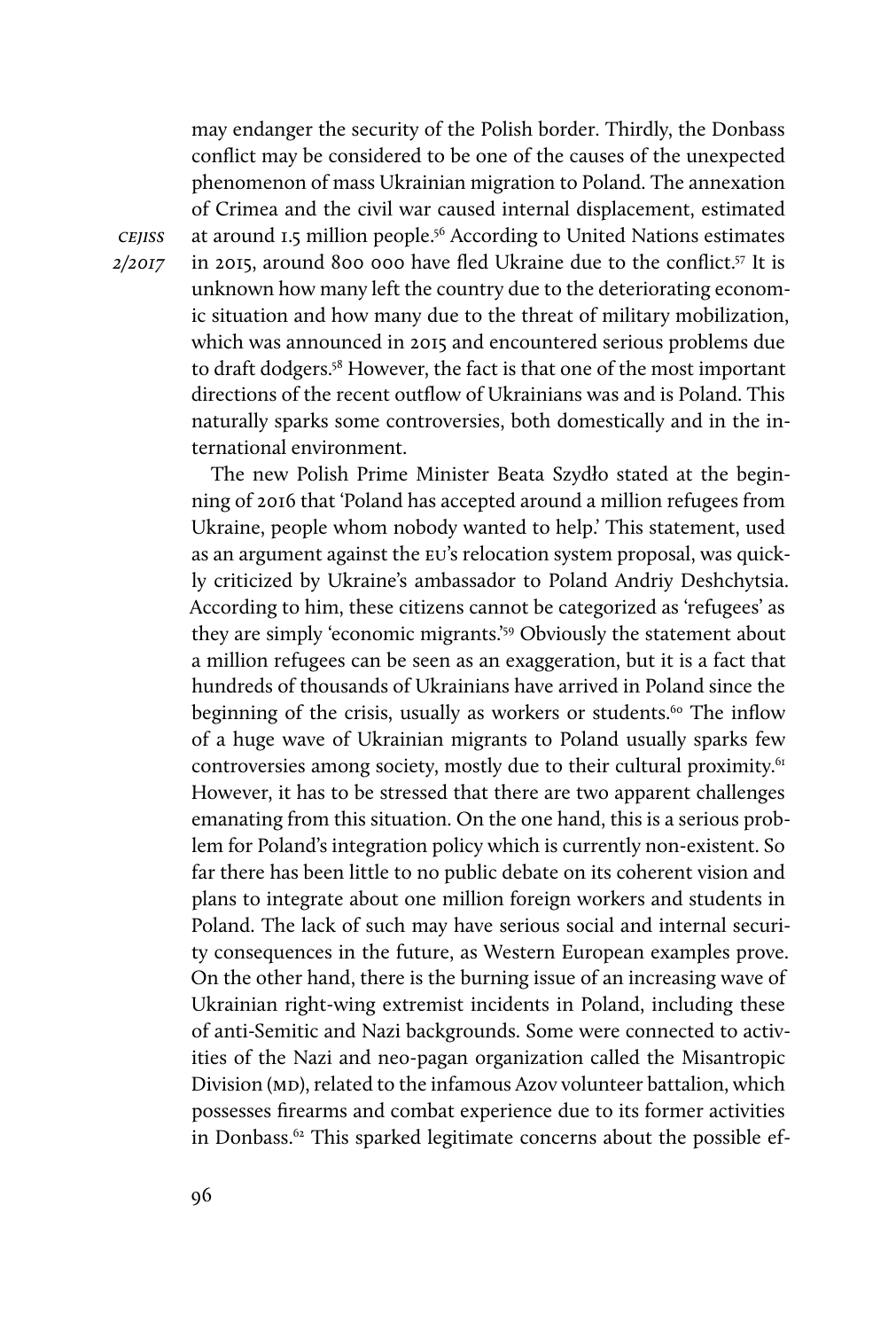may endanger the security of the Polish border. Thirdly, the Donbass conflict may be considered to be one of the causes of the unexpected phenomenon of mass Ukrainian migration to Poland. The annexation of Crimea and the civil war caused internal displacement, estimated at around 1.5 million people.[56] According to United Nations estimates in 2015, around 800 000 have fled Ukraine due to the conflict.[57] It is unknown how many left the country due to the deteriorating economic situation and how many due to the threat of military mobilization, which was announced in 2015 and encountered serious problems due to draft dodgers.[58] However, the fact is that one of the most important directions of the recent outflow of Ukrainians was and is Poland. This naturally sparks some controversies, both domestically and in the international environment.

The new Polish Prime Minister Beata Szydło stated at the beginning of 2016 that 'Poland has accepted around a million refugees from Ukraine, people whom nobody wanted to help.' This statement, used as an argument against the EU's relocation system proposal, was quickly criticized by Ukraine's ambassador to Poland Andriy Deshchytsia. According to him, these citizens cannot be categorized as 'refugees' as they are simply 'economic migrants.'[59] Obviously the statement about a million refugees can be seen as an exaggeration, but it is a fact that hundreds of thousands of Ukrainians have arrived in Poland since the beginning of the crisis, usually as workers or students.[60] The inflow of a huge wave of Ukrainian migrants to Poland usually sparks few controversies among society, mostly due to their cultural proximity.[61] However, it has to be stressed that there are two apparent challenges emanating from this situation. On the one hand, this is a serious problem for Poland's integration policy which is currently non-existent. So far there has been little to no public debate on its coherent vision and plans to integrate about one million foreign workers and students in Poland. The lack of such may have serious social and internal security consequences in the future, as Western European examples prove. On the other hand, there is the burning issue of an increasing wave of Ukrainian right-wing extremist incidents in Poland, including these of anti-Semitic and Nazi backgrounds. Some were connected to activities of the Nazi and neo-pagan organization called the Misantropic Division (MD), related to the infamous Azov volunteer battalion, which possesses firearms and combat experience due to its former activities in Donbass.[62] This sparked legitimate concerns about the possible ef-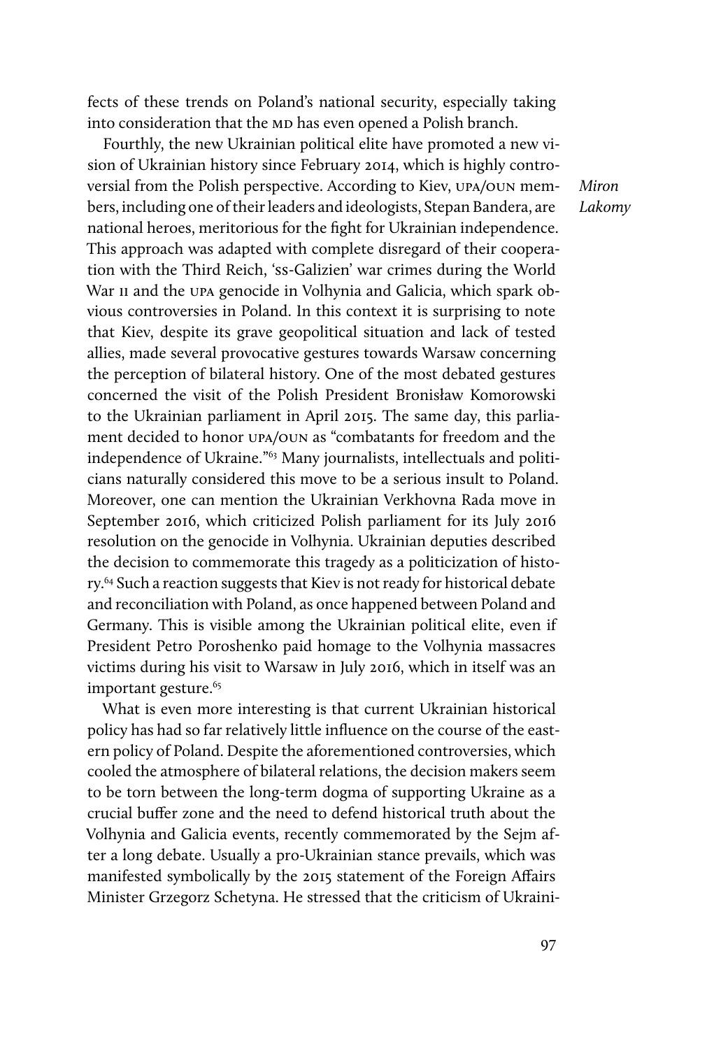fects of these trends on Poland's national security, especially taking into consideration that the MD has even opened a Polish branch.

Fourthly, the new Ukrainian political elite have promoted a new vision of Ukrainian history since February 2014, which is highly controversial from the Polish perspective. According to Kiev, UPA/OUN members, including one of their leaders and ideologists, Stepan Bandera, are national heroes, meritorious for the fight for Ukrainian independence. This approach was adapted with complete disregard of their cooperation with the Third Reich, 'SS-Galizien' war crimes during the World War II and the UPA genocide in Volhynia and Galicia, which spark obvious controversies in Poland. In this context it is surprising to note that Kiev, despite its grave geopolitical situation and lack of tested allies, made several provocative gestures towards Warsaw concerning the perception of bilateral history. One of the most debated gestures concerned the visit of the Polish President Bronisław Komorowski to the Ukrainian parliament in April 2015. The same day, this parliament decided to honor UPA/OUN as "combatants for freedom and the independence of Ukraine."[63] Many journalists, intellectuals and politicians naturally considered this move to be a serious insult to Poland. Moreover, one can mention the Ukrainian Verkhovna Rada move in September 2016, which criticized Polish parliament for its July 2016 resolution on the genocide in Volhynia. Ukrainian deputies described the decision to commemorate this tragedy as a politicization of history.[64] Such a reaction suggests that Kiev is not ready for historical debate and reconciliation with Poland, as once happened between Poland and Germany. This is visible among the Ukrainian political elite, even if President Petro Poroshenko paid homage to the Volhynia massacres victims during his visit to Warsaw in July 2016, which in itself was an important gesture.[65]

What is even more interesting is that current Ukrainian historical policy has had so far relatively little influence on the course of the eastern policy of Poland. Despite the aforementioned controversies, which cooled the atmosphere of bilateral relations, the decision makers seem to be torn between the long-term dogma of supporting Ukraine as a crucial buffer zone and the need to defend historical truth about the Volhynia and Galicia events, recently commemorated by the Sejm after a long debate. Usually a pro-Ukrainian stance prevails, which was manifested symbolically by the 2015 statement of the Foreign Affairs Minister Grzegorz Schetyna. He stressed that the criticism of Ukraini-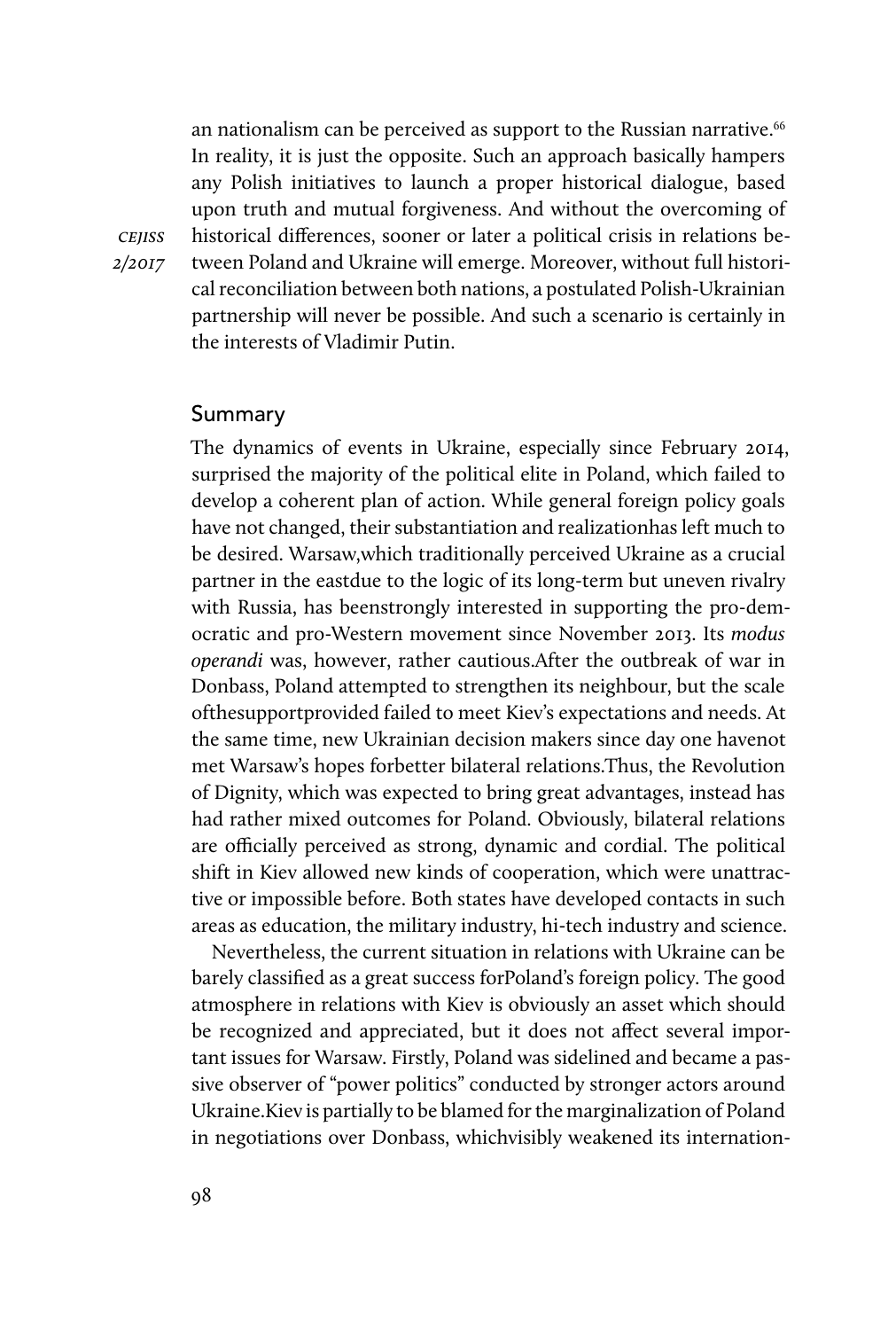an nationalism can be perceived as support to the Russian narrative.[66] In reality, it is just the opposite. Such an approach basically hampers any Polish initiatives to launch a proper historical dialogue, based upon truth and mutual forgiveness. And without the overcoming of historical differences, sooner or later a political crisis in relations between Poland and Ukraine will emerge. Moreover, without full historical reconciliation between both nations, a postulated Polish-Ukrainian partnership will never be possible. And such a scenario is certainly in the interests of Vladimir Putin.

## Summary

The dynamics of events in Ukraine, especially since February 2014, surprised the majority of the political elite in Poland, which failed to develop a coherent plan of action. While general foreign policy goals have not changed, their substantiation and realizationhas left much to be desired. Warsaw,which traditionally perceived Ukraine as a crucial partner in the eastdue to the logic of its long-term but uneven rivalry with Russia, has beenstrongly interested in supporting the pro-democratic and pro-Western movement since November 2013. Its *modus operandi* was, however, rather cautious.After the outbreak of war in Donbass, Poland attempted to strengthen its neighbour, but the scale ofthesupportprovided failed to meet Kiev's expectations and needs. At the same time, new Ukrainian decision makers since day one havenot met Warsaw's hopes forbetter bilateral relations.Thus, the Revolution of Dignity, which was expected to bring great advantages, instead has had rather mixed outcomes for Poland. Obviously, bilateral relations are officially perceived as strong, dynamic and cordial. The political shift in Kiev allowed new kinds of cooperation, which were unattractive or impossible before. Both states have developed contacts in such areas as education, the military industry, hi-tech industry and science.

Nevertheless, the current situation in relations with Ukraine can be barely classified as a great success forPoland's foreign policy. The good atmosphere in relations with Kiev is obviously an asset which should be recognized and appreciated, but it does not affect several important issues for Warsaw. Firstly, Poland was sidelined and became a passive observer of "power politics" conducted by stronger actors around Ukraine.Kiev is partially to be blamed for the marginalization of Poland in negotiations over Donbass, whichvisibly weakened its internation-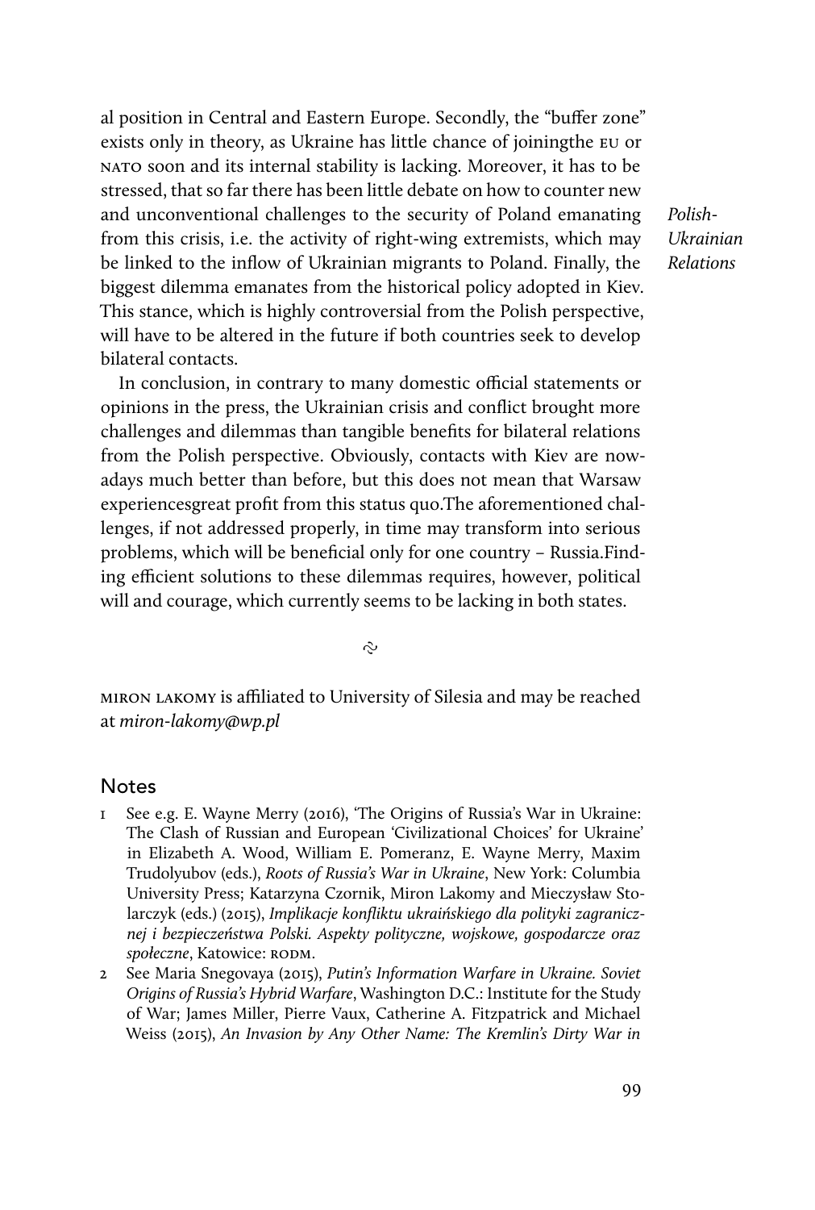al position in Central and Eastern Europe. Secondly, the "buffer zone" exists only in theory, as Ukraine has little chance of joiningthe EU or NATO soon and its internal stability is lacking. Moreover, it has to be stressed, that so far there has been little debate on how to counter new and unconventional challenges to the security of Poland emanating from this crisis, i.e. the activity of right-wing extremists, which may be linked to the inflow of Ukrainian migrants to Poland. Finally, the biggest dilemma emanates from the historical policy adopted in Kiev. This stance, which is highly controversial from the Polish perspective, will have to be altered in the future if both countries seek to develop bilateral contacts.

In conclusion, in contrary to many domestic official statements or opinions in the press, the Ukrainian crisis and conflict brought more challenges and dilemmas than tangible benefits for bilateral relations from the Polish perspective. Obviously, contacts with Kiev are nowadays much better than before, but this does not mean that Warsaw experiencesgreat profit from this status quo.The aforementioned challenges, if not addressed properly, in time may transform into serious problems, which will be beneficial only for one country – Russia.Finding efficient solutions to these dilemmas requires, however, political will and courage, which currently seems to be lacking in both states.

MIRON LAKOMY is affiliated to University of Silesia and may be reached at *miron-lakomy@wp.pl*

## Notes

1 See e.g. E. Wayne Merry (2016), 'The Origins of Russia's War in Ukraine: The Clash of Russian and European 'Civilizational Choices' for Ukraine' in Elizabeth A. Wood, William E. Pomeranz, E. Wayne Merry, Maxim Trudolyubov (eds.), *Roots of Russia's War in Ukraine*, New York: Columbia University Press; Katarzyna Czornik, Miron Lakomy and Mieczysław Stolarczyk (eds.) (2015), *Implikacje konfliktu ukraińskiego dla polityki zagranicznej i bezpieczeństwa Polski. Aspekty polityczne, wojskowe, gospodarcze oraz społeczne*, Katowice: RODM.

2 See Maria Snegovaya (2015), *Putin's Information Warfare in Ukraine. Soviet Origins of Russia's Hybrid Warfare*, Washington D.C.: Institute for the Study of War; James Miller, Pierre Vaux, Catherine A. Fitzpatrick and Michael Weiss (2015), *An Invasion by Any Other Name: The Kremlin's Dirty War in*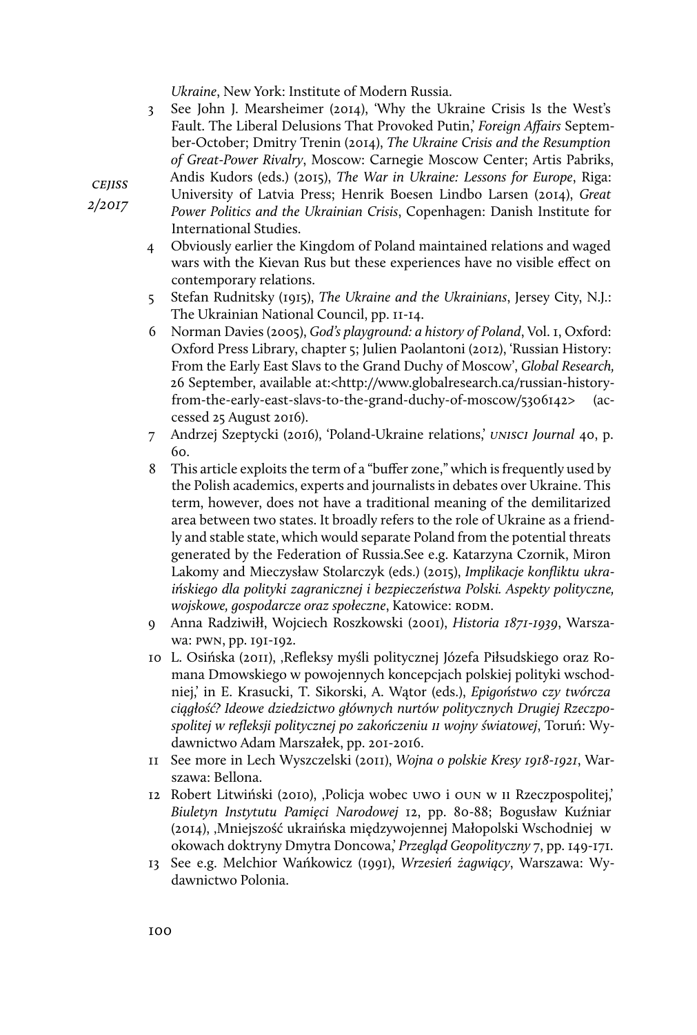*Ukraine*, New York: Institute of Modern Russia.

3 See John J. Mearsheimer (2014), 'Why the Ukraine Crisis Is the West's Fault. The Liberal Delusions That Provoked Putin,' *Foreign Affairs* September-October; Dmitry Trenin (2014), *The Ukraine Crisis and the Resumption of Great-Power Rivalry*, Moscow: Carnegie Moscow Center; Artis Pabriks, Andis Kudors (eds.) (2015), *The War in Ukraine: Lessons for Europe*, Riga: University of Latvia Press; Henrik Boesen Lindbo Larsen (2014), *Great Power Politics and the Ukrainian Crisis*, Copenhagen: Danish Institute for International Studies.

4 Obviously earlier the Kingdom of Poland maintained relations and waged wars with the Kievan Rus but these experiences have no visible effect on contemporary relations.

5 Stefan Rudnitsky (1915), *The Ukraine and the Ukrainians*, Jersey City, N.J.: The Ukrainian National Council, pp. 11-14.

6 Norman Davies (2005), *God's playground: a history of Poland*, Vol. 1, Oxford: Oxford Press Library, chapter 5; Julien Paolantoni (2012), 'Russian History: From the Early East Slavs to the Grand Duchy of Moscow', *Global Research,* 26 September, available at:<http://www.globalresearch.ca/russian-history-from-the-early-east-slavs-to-the-grand-duchy-of-moscow/5306142> (accessed 25 August 2016).

7 Andrzej Szeptycki (2016), 'Poland-Ukraine relations,' *UNISCI Journal* 40, p. 60.

8 This article exploits the term of a "buffer zone," which is frequently used by the Polish academics, experts and journalists in debates over Ukraine. This term, however, does not have a traditional meaning of the demilitarized area between two states. It broadly refers to the role of Ukraine as a friendly and stable state, which would separate Poland from the potential threats generated by the Federation of Russia.See e.g. Katarzyna Czornik, Miron Lakomy and Mieczysław Stolarczyk (eds.) (2015), *Implikacje konfliktu ukraińskiego dla polityki zagranicznej i bezpieczeństwa Polski. Aspekty polityczne, wojskowe, gospodarcze oraz społeczne*, Katowice: RODM.

9 Anna Radziwiłł, Wojciech Roszkowski (2001), *Historia 1871-1939*, Warszawa: PWN, pp. 191-192.

10 L. Osińska (2011), ,Refleksy myśli politycznej Józefa Piłsudskiego oraz Romana Dmowskiego w powojennych koncepcjach polskiej polityki wschodniej,' in E. Krasucki, T. Sikorski, A. Wątor (eds.), *Epigoństwo czy twórcza ciągłość? Ideowe dziedzictwo głównych nurtów politycznych Drugiej Rzeczpospolitej w refleksji politycznej po zakończeniu II wojny światowej*, Toruń: Wydawnictwo Adam Marszałek, pp. 201-2016.

11 See more in Lech Wyszczelski (2011), *Wojna o polskie Kresy 1918-1921*, Warszawa: Bellona.

12 Robert Litwiński (2010), ,Policja wobec UWO i OUN w II Rzeczpospolitej,' *Biuletyn Instytutu Pamięci Narodowej* 12, pp. 80-88; Bogusław Kuźniar (2014), ,Mniejszość ukraińska międzywojennej Małopolski Wschodniej w okowach doktryny Dmytra Doncowa,' *Przegląd Geopolityczny* 7, pp. 149-171.

13 See e.g. Melchior Wańkowicz (1991), *Wrzesień żagwiący*, Warszawa: Wydawnictwo Polonia.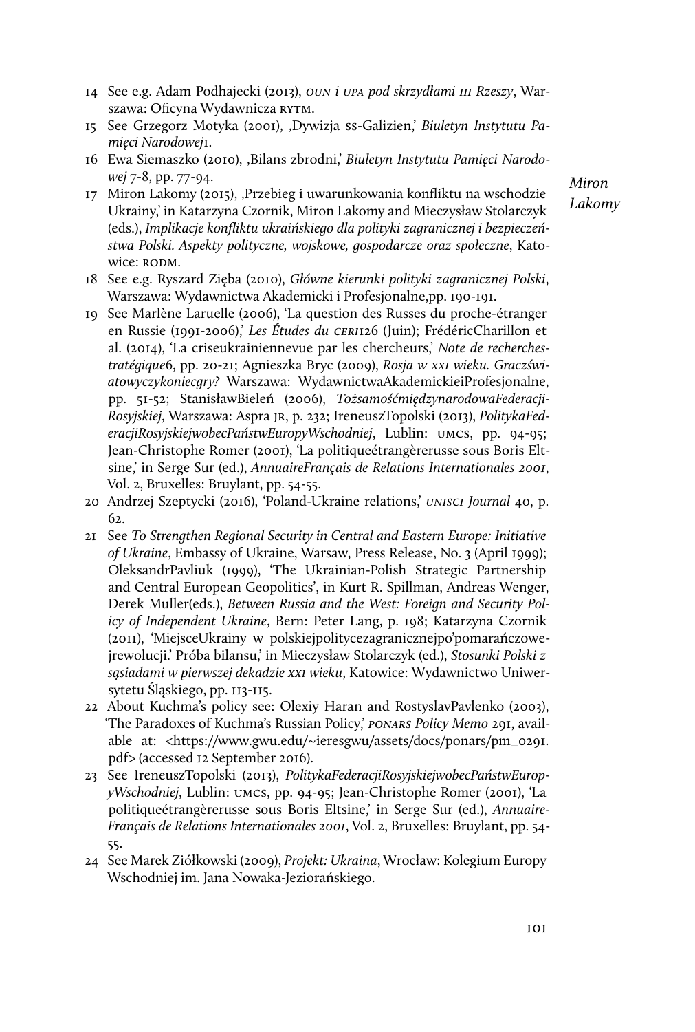14 See e.g. Adam Podhajecki (2013), *OUN i UPA pod skrzydłami III Rzeszy*, Warszawa: Oficyna Wydawnicza RYTM.

15 See Grzegorz Motyka (2001), ‚Dywizja SS-Galizien,' *Biuletyn Instytutu Pamięci Narodowej*1.

16 Ewa Siemaszko (2010), ‚Bilans zbrodni,' *Biuletyn Instytutu Pamięci Narodowej* 7-8, pp. 77-94.

17 Miron Lakomy (2015), ‚Przebieg i uwarunkowania konfliktu na wschodzie Ukrainy,' in Katarzyna Czornik, Miron Lakomy and Mieczysław Stolarczyk (eds.), *Implikacje konfliktu ukraińskiego dla polityki zagranicznej i bezpieczeństwa Polski. Aspekty polityczne, wojskowe, gospodarcze oraz społeczne*, Katowice: RODM.

18 See e.g. Ryszard Zięba (2010), *Główne kierunki polityki zagranicznej Polski*, Warszawa: Wydawnictwa Akademicki i Profesjonalne,pp. 190-191.

19 See Marlène Laruelle (2006), 'La question des Russes du proche-étranger en Russie (1991-2006),' *Les Études du CERI*126 (Juin); FrédéricCharillon et al. (2014), 'La criseukrainiennevue par les chercheurs,' *Note de recherchestratégique*6, pp. 20-21; Agnieszka Bryc (2009), *Rosja w XXI wieku. Graczświatowyczykoniecgry?* Warszawa: WydawnictwaAkademickieiProfesjonalne, pp. 51-52; StanisławBieleń (2006), *TożsamośćmiędzynarodowaFederacjiRosyjskiej*, Warszawa: Aspra JR, p. 232; IreneuszTopolski (2013), *PolitykaFederacjiRosyjskiejwobecPaństwEuropyWschodniej*, Lublin: UMCS, pp. 94-95; Jean-Christophe Romer (2001), 'La politiqueétrangèrerusse sous Boris Eltsine,' in Serge Sur (ed.), *AnnuaireFrançais de Relations Internationales 2001*, Vol. 2, Bruxelles: Bruylant, pp. 54-55.

20 Andrzej Szeptycki (2016), 'Poland-Ukraine relations,' *UNISCI Journal* 40, p. 62.

21 See *To Strengthen Regional Security in Central and Eastern Europe: Initiative of Ukraine*, Embassy of Ukraine, Warsaw, Press Release, No. 3 (April 1999); OleksandrPavliuk (1999), 'The Ukrainian-Polish Strategic Partnership and Central European Geopolitics', in Kurt R. Spillman, Andreas Wenger, Derek Muller(eds.), *Between Russia and the West: Foreign and Security Policy of Independent Ukraine*, Bern: Peter Lang, p. 198; Katarzyna Czornik (2011), 'MiejsceUkrainy w polskiejpolitycezagranicznejpo'pomarańczowejrewolucji.' Próba bilansu,' in Mieczysław Stolarczyk (ed.), *Stosunki Polski z sąsiadami w pierwszej dekadzie XXI wieku*, Katowice: Wydawnictwo Uniwersytetu Śląskiego, pp. 113-115.

22 About Kuchma's policy see: Olexiy Haran and RostyslavPavlenko (2003), 'The Paradoxes of Kuchma's Russian Policy,' *PONARS Policy Memo* 291, available at: <https://www.gwu.edu/~ieresgwu/assets/docs/ponars/pm_0291.pdf> (accessed 12 September 2016).

23 See IreneuszTopolski (2013), *PolitykaFederacjiRosyjskiejwobecPaństwEuropyWschodniej*, Lublin: UMCS, pp. 94-95; Jean-Christophe Romer (2001), 'La politiqueétrangèrerusse sous Boris Eltsine,' in Serge Sur (ed.), *AnnuaireFrançais de Relations Internationales 2001*, Vol. 2, Bruxelles: Bruylant, pp. 54-55.

24 See Marek Ziółkowski (2009), *Projekt: Ukraina*, Wrocław: Kolegium Europy Wschodniej im. Jana Nowaka-Jeziorańskiego.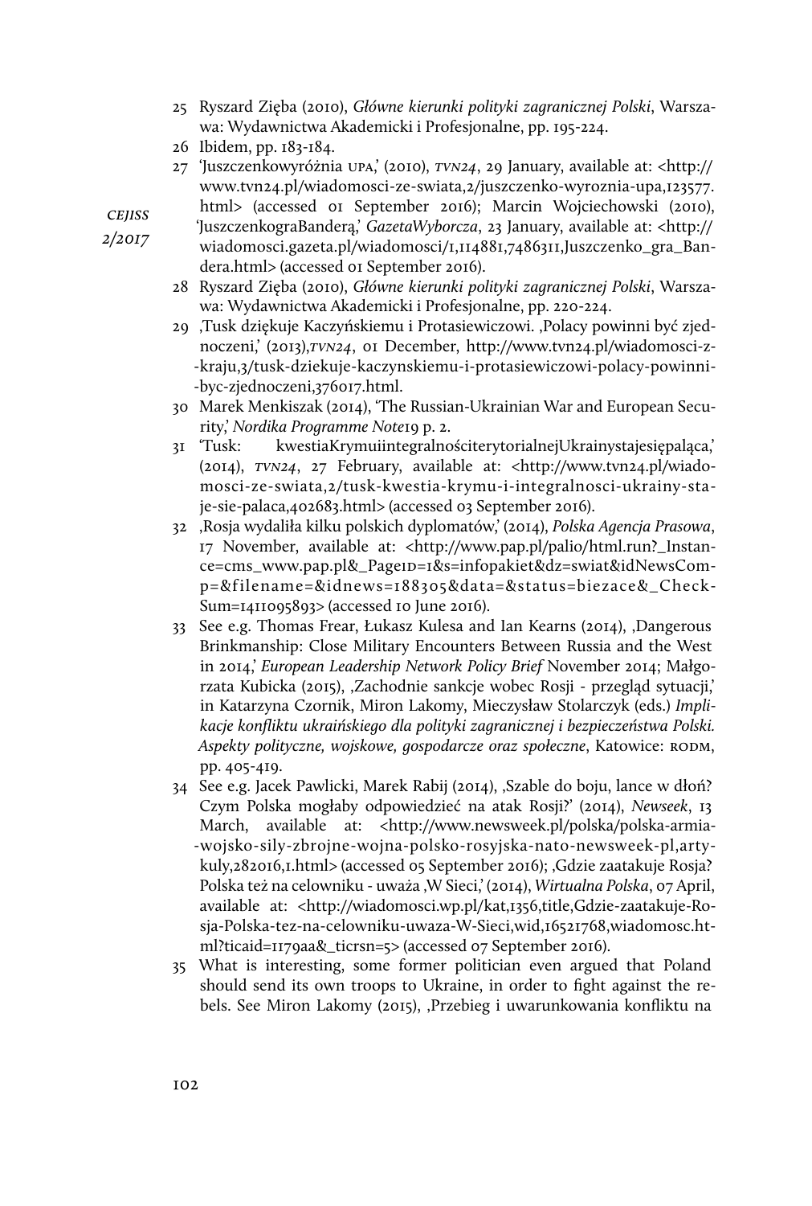25 Ryszard Zięba (2010), *Główne kierunki polityki zagranicznej Polski*, Warszawa: Wydawnictwa Akademicki i Profesjonalne, pp. 195-224.

26 Ibidem, pp. 183-184.

27 'Juszczenkowyróżnia UPA,' (2010), *TVN24*, 29 January, available at: <http://www.tvn24.pl/wiadomosci-ze-swiata,2/juszczenko-wyroznia-upa,123577.html> (accessed 01 September 2016); Marcin Wojciechowski (2010), 'JuszczenkograBanderą,' *GazetaWyborcza*, 23 January, available at: <http://wiadomosci.gazeta.pl/wiadomosci/1,114881,7486311,Juszczenko_gra_Bandera.html> (accessed 01 September 2016).

28 Ryszard Zięba (2010), *Główne kierunki polityki zagranicznej Polski*, Warszawa: Wydawnictwa Akademicki i Profesjonalne, pp. 220-224.

29 ‚Tusk dziękuje Kaczyńskiemu i Protasiewiczowi. ‚Polacy powinni być zjednoczeni,' (2013),*TVN24*, 01 December, http://www.tvn24.pl/wiadomosci-z--kraju,3/tusk-dziekuje-kaczynskiemu-i-protasiewiczowi-polacy-powinni--byc-zjednoczeni,376017.html.

30 Marek Menkiszak (2014), 'The Russian-Ukrainian War and European Security,' *Nordika Programme Note*19 p. 2.

31 'Tusk: kwestiaKrymuiintegralnościterytorialnejUkrainystajesiępaląca,' (2014), *TVN24*, 27 February, available at: <http://www.tvn24.pl/wiadomosci-ze-swiata,2/tusk-kwestia-krymu-i-integralnosci-ukrainy-staje-sie-palaca,402683.html> (accessed 03 September 2016).

32 ‚Rosja wydaliła kilku polskich dyplomatów,' (2014), *Polska Agencja Prasowa*, 17 November, available at: <http://www.pap.pl/palio/html.run?_Instance=cms_www.pap.pl&_PageID=1&s=infopakiet&dz=swiat&idNewsComp=&filename=&idnews=188305&data=&status=biezace&_CheckSum=1411095893> (accessed 10 June 2016).

33 See e.g. Thomas Frear, Łukasz Kulesa and Ian Kearns (2014), ‚Dangerous Brinkmanship: Close Military Encounters Between Russia and the West in 2014,' *European Leadership Network Policy Brief* November 2014; Małgorzata Kubicka (2015), ‚Zachodnie sankcje wobec Rosji - przegląd sytuacji,' in Katarzyna Czornik, Miron Lakomy, Mieczysław Stolarczyk (eds.) *Implikacje konfliktu ukraińskiego dla polityki zagranicznej i bezpieczeństwa Polski. Aspekty polityczne, wojskowe, gospodarcze oraz społeczne*, Katowice: RODM, pp. 405-419.

34 See e.g. Jacek Pawlicki, Marek Rabij (2014), ‚Szable do boju, lance w dłoń? Czym Polska mogłaby odpowiedzieć na atak Rosji?' (2014), *Newseek*, 13 March, available at: <http://www.newsweek.pl/polska/polska-armia--wojsko-sily-zbrojne-wojna-polsko-rosyjska-nato-newsweek-pl,artykuly,282016,1.html> (accessed 05 September 2016); ‚Gdzie zaatakuje Rosja? Polska też na celowniku - uważa ‚W Sieci,' (2014), *Wirtualna Polska*, 07 April, available at: <http://wiadomosci.wp.pl/kat,1356,title,Gdzie-zaatakuje-Rosja-Polska-tez-na-celowniku-uwaza-W-Sieci,wid,16521768,wiadomosc.html?ticaid=1179aa&_ticrsn=5> (accessed 07 September 2016).

35 What is interesting, some former politician even argued that Poland should send its own troops to Ukraine, in order to fight against the rebels. See Miron Lakomy (2015), ‚Przebieg i uwarunkowania konfliktu na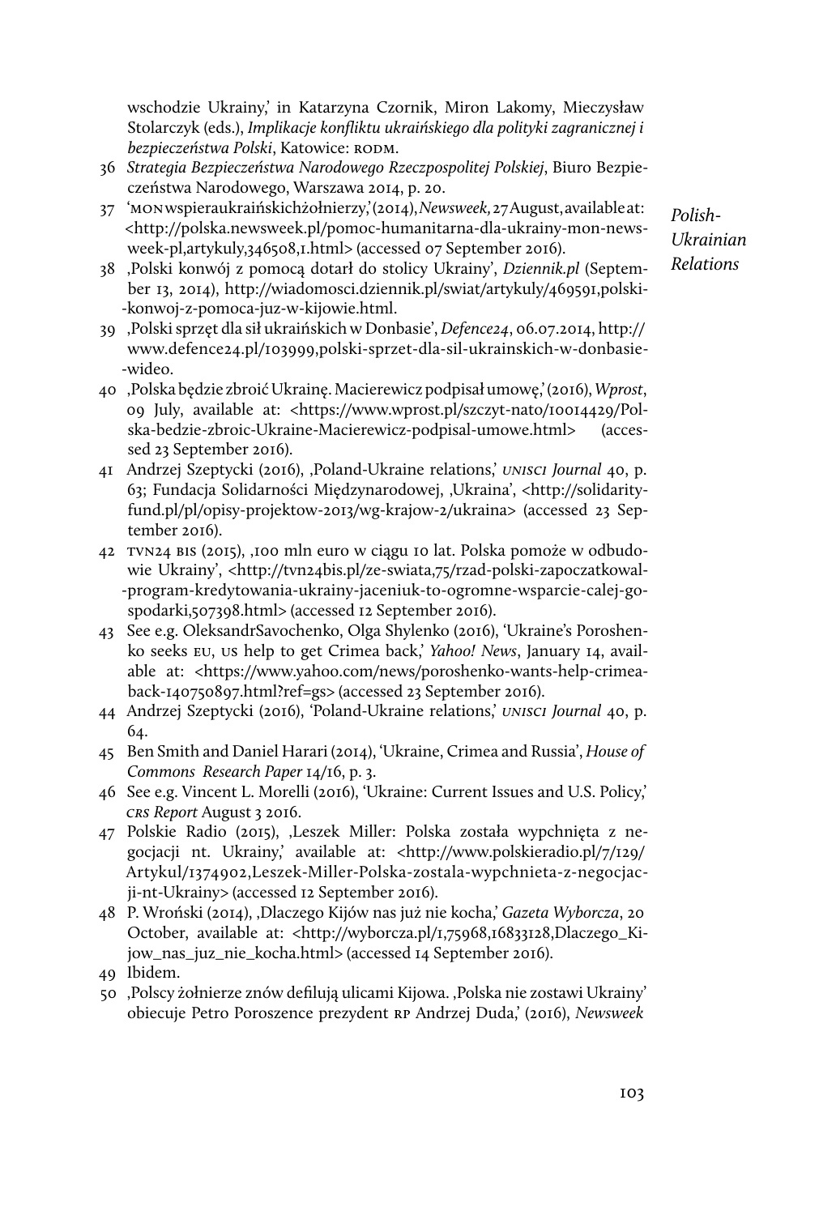wschodzie Ukrainy,' in Katarzyna Czornik, Miron Lakomy, Mieczysław Stolarczyk (eds.), *Implikacje konfliktu ukraińskiego dla polityki zagranicznej i bezpieczeństwa Polski*, Katowice: RODM.

36 *Strategia Bezpieczeństwa Narodowego Rzeczpospolitej Polskiej*, Biuro Bezpieczeństwa Narodowego, Warszawa 2014, p. 20.

37 'MON wspiera ukraińskich żołnierzy,' (2014), *Newsweek*, 27 August, available at: <http://polska.newsweek.pl/pomoc-humanitarna-dla-ukrainy-mon-newsweek-pl,artykuly,346508,1.html> (accessed 07 September 2016).

38 ,Polski konwój z pomocą dotarł do stolicy Ukrainy', *Dziennik.pl* (September 13, 2014), http://wiadomosci.dziennik.pl/swiat/artykuly/469591,polski--konwoj-z-pomoca-juz-w-kijowie.html.

39 ,Polski sprzęt dla sił ukraińskich w Donbasie', *Defence24*, 06.07.2014, http://www.defence24.pl/103999,polski-sprzet-dla-sil-ukrainskich-w-donbasie--wideo.

40 ,Polska będzie zbroić Ukrainę. Macierewicz podpisał umowę,' (2016), *Wprost*, 09 July, available at: <https://www.wprost.pl/szczyt-nato/10014429/Polska-bedzie-zbroic-Ukraine-Macierewicz-podpisal-umowe.html> (accessed 23 September 2016).

41 Andrzej Szeptycki (2016), ,Poland-Ukraine relations,' *UNISCI Journal* 40, p. 63; Fundacja Solidarności Międzynarodowej, ,Ukraina', <http://solidarityfund.pl/pl/opisy-projektow-2013/wg-krajow-2/ukraina> (accessed 23 September 2016).

42 TVN24 BIS (2015), ,100 mln euro w ciągu 10 lat. Polska pomoże w odbudowie Ukrainy', <http://tvn24bis.pl/ze-swiata,75/rzad-polski-zapoczatkowal--program-kredytowania-ukrainy-jaceniuk-to-ogromne-wsparcie-calej-gospodarki,507398.html> (accessed 12 September 2016).

43 See e.g. OleksandrSavochenko, Olga Shylenko (2016), 'Ukraine's Poroshenko seeks EU, US help to get Crimea back,' *Yahoo! News*, January 14, available at: <https://www.yahoo.com/news/poroshenko-wants-help-crimea-back-140750897.html?ref=gs> (accessed 23 September 2016).

44 Andrzej Szeptycki (2016), 'Poland-Ukraine relations,' *UNISCI Journal* 40, p. 64.

45 Ben Smith and Daniel Harari (2014), 'Ukraine, Crimea and Russia', *House of Commons Research Paper* 14/16, p. 3.

46 See e.g. Vincent L. Morelli (2016), 'Ukraine: Current Issues and U.S. Policy,' *CRS Report* August 3 2016.

47 Polskie Radio (2015), ,Leszek Miller: Polska została wypchnięta z negocjacji nt. Ukrainy,' available at: <http://www.polskieradio.pl/7/129/Artykul/1374902,Leszek-Miller-Polska-zostala-wypchnieta-z-negocjacji-nt-Ukrainy> (accessed 12 September 2016).

48 P. Wroński (2014), ,Dlaczego Kijów nas już nie kocha,' *Gazeta Wyborcza*, 20 October, available at: <http://wyborcza.pl/1,75968,16833128,Dlaczego_Kijow_nas_juz_nie_kocha.html> (accessed 14 September 2016).

49 Ibidem.

50 ,Polscy żołnierze znów defilują ulicami Kijowa. ,Polska nie zostawi Ukrainy' obiecuje Petro Poroszence prezydent RP Andrzej Duda,' (2016), *Newsweek*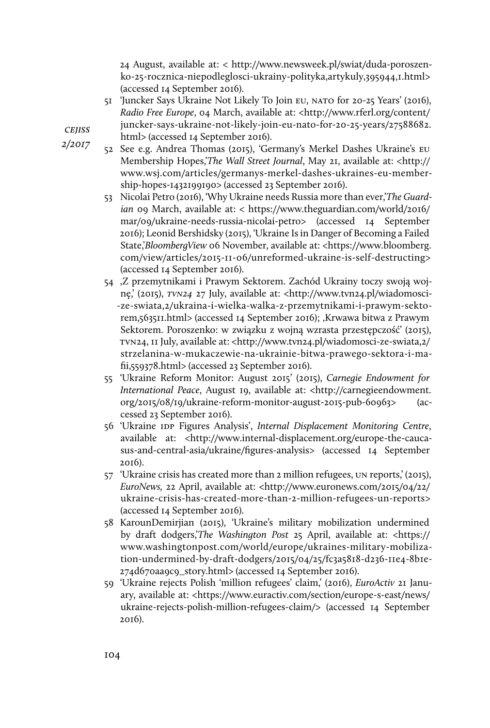24 August, available at: < http://www.newsweek.pl/swiat/duda-poroszenko-25-rocznica-niepodleglosci-ukrainy-polityka,artykuly,395944,1.html> (accessed 14 September 2016).

51 'Juncker Says Ukraine Not Likely To Join EU, NATO for 20-25 Years' (2016), *Radio Free Europe*, 04 March, available at: <http://www.rferl.org/content/juncker-says-ukraine-not-likely-join-eu-nato-for-20-25-years/27588682.html> (accessed 14 September 2016).

52 See e.g. Andrea Thomas (2015), 'Germany's Merkel Dashes Ukraine's EU Membership Hopes,'*The Wall Street Journal*, May 21, available at: <http://www.wsj.com/articles/germanys-merkel-dashes-ukraines-eu-membership-hopes-1432199190> (accessed 23 September 2016).

53 Nicolai Petro (2016), 'Why Ukraine needs Russia more than ever,'*The Guardian* 09 March, available at: < https://www.theguardian.com/world/2016/mar/09/ukraine-needs-russia-nicolai-petro> (accessed 14 September 2016); Leonid Bershidsky (2015), 'Ukraine Is in Danger of Becoming a Failed State,'*BloombergView* 06 November, available at: <https://www.bloomberg.com/view/articles/2015-11-06/unreformed-ukraine-is-self-destructing> (accessed 14 September 2016).

54 ‚Z przemytnikami i Prawym Sektorem. Zachód Ukrainy toczy swoją wojnę,' (2015), *TVN24* 27 July, available at: <http://www.tvn24.pl/wiadomosci-ze-swiata,2/ukraina-i-wielka-walka-z-przemytnikami-i-prawym-sektorem,563511.html> (accessed 14 September 2016); ‚Krwawa bitwa z Prawym Sektorem. Poroszenko: w związku z wojną wzrasta przestępczość' (2015), TVN24, 11 July, available at: <http://www.tvn24.pl/wiadomosci-ze-swiata,2/strzelanina-w-mukaczewie-na-ukrainie-bitwa-prawego-sektora-i-mafii,559378.html> (accessed 23 September 2016).

55 'Ukraine Reform Monitor: August 2015' (2015), *Carnegie Endowment for International Peace*, August 19, available at: <http://carnegieendowment.org/2015/08/19/ukraine-reform-monitor-august-2015-pub-60963> (accessed 23 September 2016).

56 'Ukraine IDP Figures Analysis', *Internal Displacement Monitoring Centre*, available at: <http://www.internal-displacement.org/europe-the-caucasus-and-central-asia/ukraine/figures-analysis> (accessed 14 September 2016).

57 'Ukraine crisis has created more than 2 million refugees, UN reports,' (2015), *EuroNews,* 22 April, available at: <http://www.euronews.com/2015/04/22/ukraine-crisis-has-created-more-than-2-million-refugees-un-reports> (accessed 14 September 2016).

58 KarounDemirjian (2015), 'Ukraine's military mobilization undermined by draft dodgers,'*The Washington Post* 25 April, available at: <https://www.washingtonpost.com/world/europe/ukraines-military-mobilization-undermined-by-draft-dodgers/2015/04/25/fc3a5818-d236-11e4-8b1e-274d670aa9c9_story.html> (accessed 14 September 2016).

59 'Ukraine rejects Polish 'million refugees' claim,' (2016), *EuroActiv* 21 January, available at: <https://www.euractiv.com/section/europe-s-east/news/ukraine-rejects-polish-million-refugees-claim/> (accessed 14 September 2016).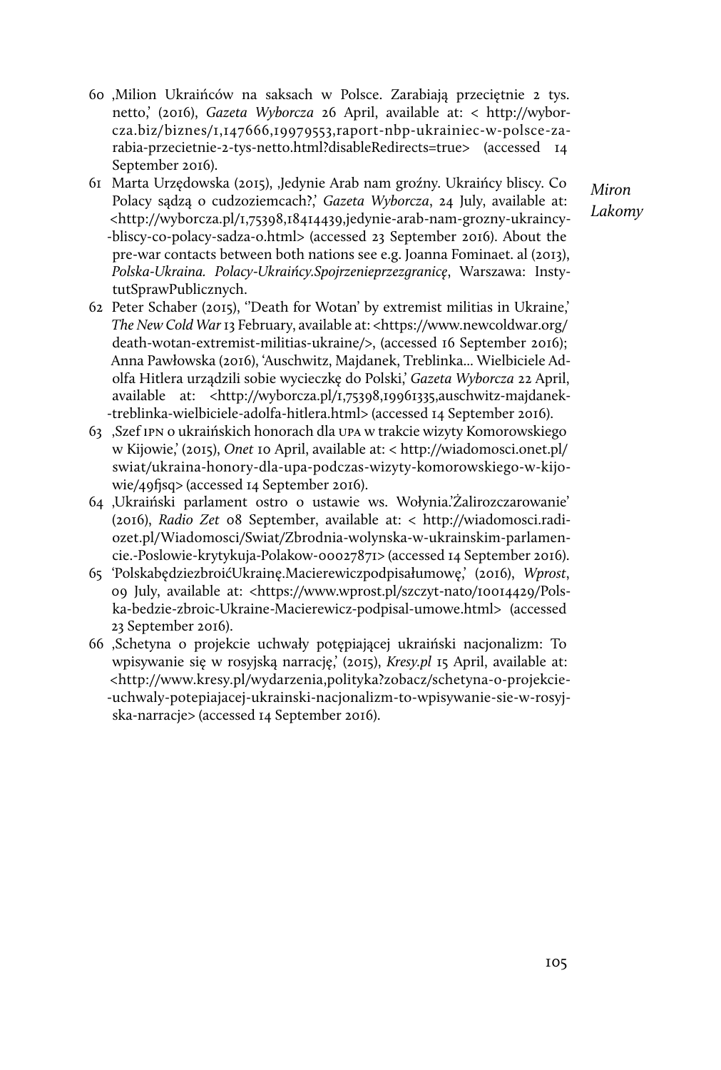60 ‚Milion Ukraińców na saksach w Polsce. Zarabiają przeciętnie 2 tys. netto,' (2016), *Gazeta Wyborcza* 26 April, available at: < http://wyborcza.biz/biznes/1,147666,19979553,raport-nbp-ukrainiec-w-polsce-zarabia-przecietnie-2-tys-netto.html?disableRedirects=true> (accessed 14 September 2016).

61 Marta Urzędowska (2015), ‚Jedynie Arab nam groźny. Ukraińcy bliscy. Co Polacy sądzą o cudzoziemcach?,' *Gazeta Wyborcza*, 24 July, available at: <http://wyborcza.pl/1,75398,18414439,jedynie-arab-nam-grozny-ukraincy-bliscy-co-polacy-sadza-o.html> (accessed 23 September 2016). About the pre-war contacts between both nations see e.g. Joanna Fominaet. al (2013), *Polska-Ukraina. Polacy-Ukraińcy.Spojrzenieprzezgranicę*, Warszawa: InstytutSprawPublicznych.

62 Peter Schaber (2015), ''Death for Wotan' by extremist militias in Ukraine,' *The New Cold War* 13 February, available at: <https://www.newcoldwar.org/death-wotan-extremist-militias-ukraine/>, (accessed 16 September 2016); Anna Pawłowska (2016), 'Auschwitz, Majdanek, Treblinka... Wielbiciele Adolfa Hitlera urządzili sobie wycieczkę do Polski,' *Gazeta Wyborcza* 22 April, available at: <http://wyborcza.pl/1,75398,19961335,auschwitz-majdanek-treblinka-wielbiciele-adolfa-hitlera.html> (accessed 14 September 2016).

63 ‚Szef IPN o ukraińskich honorach dla UPA w trakcie wizyty Komorowskiego w Kijowie,' (2015), *Onet* 10 April, available at: < http://wiadomosci.onet.pl/swiat/ukraina-honory-dla-upa-podczas-wizyty-komorowskiego-w-kijowie/49fjsq> (accessed 14 September 2016).

64 ‚Ukraiński parlament ostro o ustawie ws. Wołynia.'Żalirozczarowanie' (2016), *Radio Zet* 08 September, available at: < http://wiadomosci.radiozet.pl/Wiadomosci/Swiat/Zbrodnia-wolynska-w-ukrainskim-parlamencie.-Poslowie-krytykuja-Polakow-00027871> (accessed 14 September 2016).

65 'PolskabędziezbroićUkrainę.Macierewiczpodpisałumowę,' (2016), *Wprost*, 09 July, available at: <https://www.wprost.pl/szczyt-nato/10014429/Polska-bedzie-zbroic-Ukraine-Macierewicz-podpisal-umowe.html> (accessed 23 September 2016).

66 ‚Schetyna o projekcie uchwały potępiającej ukraiński nacjonalizm: To wpisywanie się w rosyjską narrację,' (2015), *Kresy.pl* 15 April, available at: <http://www.kresy.pl/wydarzenia,polityka?zobacz/schetyna-o-projekcie-uchwaly-potepiajacej-ukrainski-nacjonalizm-to-wpisywanie-sie-w-rosyjska-narracje> (accessed 14 September 2016).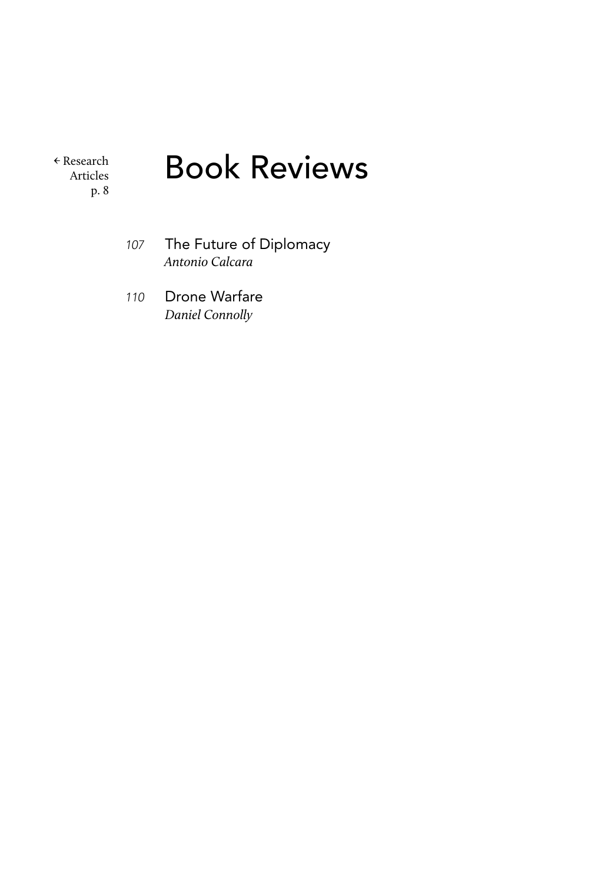← Research Articles p. 8

# Book Reviews

107 The Future of Diplomacy
*Antonio Calcara*

110 Drone Warfare
*Daniel Connolly*